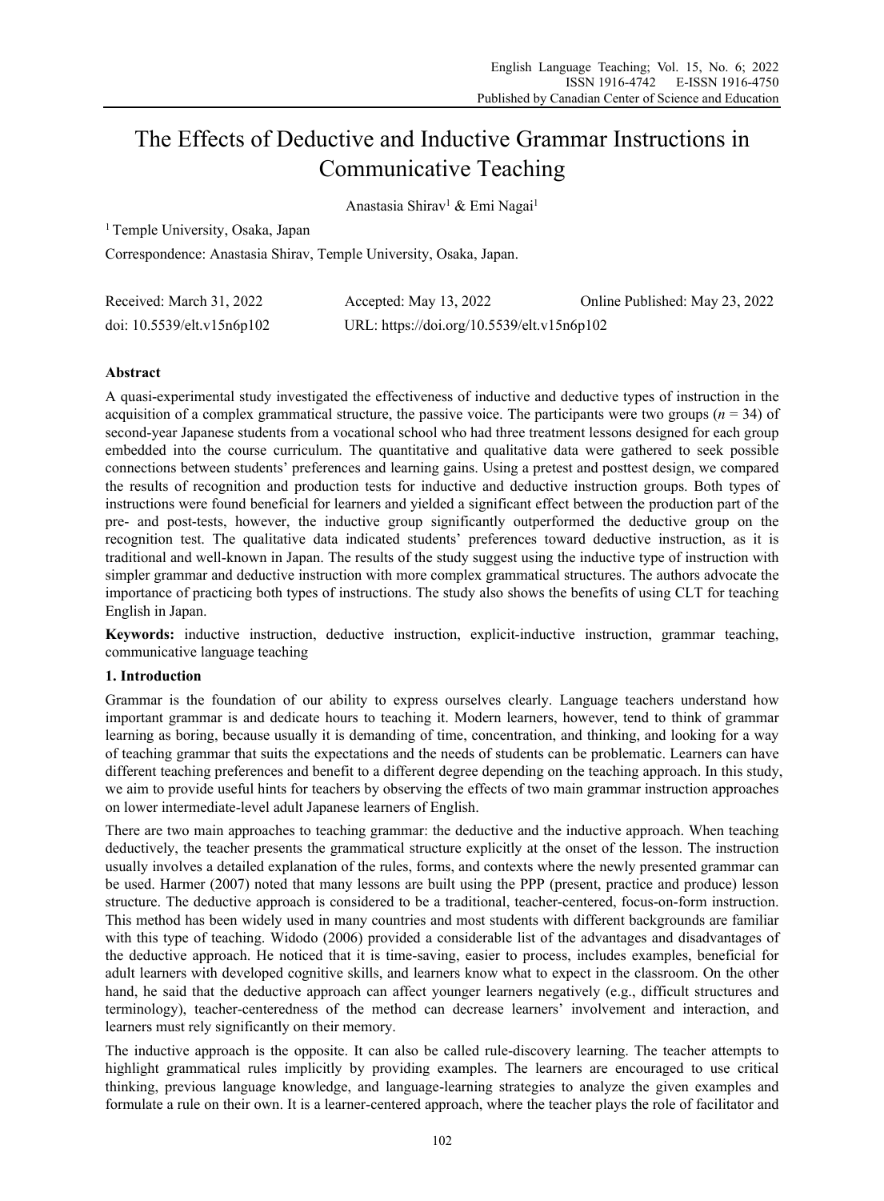# The Effects of Deductive and Inductive Grammar Instructions in Communicative Teaching

Anastasia Shirav[1] & Emi Nagai[1]

[1] Temple University, Osaka, Japan

Correspondence: Anastasia Shirav, Temple University, Osaka, Japan.

Received: March 31, 2022 Accepted: May 13, 2022 Online Published: May 23, 2022

doi: 10.5539/elt.v15n6p102 URL: https://doi.org/10.5539/elt.v15n6p102

**Abstract**

A quasi-experimental study investigated the effectiveness of inductive and deductive types of instruction in the acquisition of a complex grammatical structure, the passive voice. The participants were two groups ($n$ = 34) of second-year Japanese students from a vocational school who had three treatment lessons designed for each group embedded into the course curriculum. The quantitative and qualitative data were gathered to seek possible connections between students' preferences and learning gains. Using a pretest and posttest design, we compared the results of recognition and production tests for inductive and deductive instruction groups. Both types of instructions were found beneficial for learners and yielded a significant effect between the production part of the pre- and post-tests, however, the inductive group significantly outperformed the deductive group on the recognition test. The qualitative data indicated students' preferences toward deductive instruction, as it is traditional and well-known in Japan. The results of the study suggest using the inductive type of instruction with simpler grammar and deductive instruction with more complex grammatical structures. The authors advocate the importance of practicing both types of instructions. The study also shows the benefits of using CLT for teaching English in Japan.

**Keywords:** inductive instruction, deductive instruction, explicit-inductive instruction, grammar teaching, communicative language teaching

## 1. Introduction

Grammar is the foundation of our ability to express ourselves clearly. Language teachers understand how important grammar is and dedicate hours to teaching it. Modern learners, however, tend to think of grammar learning as boring, because usually it is demanding of time, concentration, and thinking, and looking for a way of teaching grammar that suits the expectations and the needs of students can be problematic. Learners can have different teaching preferences and benefit to a different degree depending on the teaching approach. In this study, we aim to provide useful hints for teachers by observing the effects of two main grammar instruction approaches on lower intermediate-level adult Japanese learners of English.

There are two main approaches to teaching grammar: the deductive and the inductive approach. When teaching deductively, the teacher presents the grammatical structure explicitly at the onset of the lesson. The instruction usually involves a detailed explanation of the rules, forms, and contexts where the newly presented grammar can be used. Harmer (2007) noted that many lessons are built using the PPP (present, practice and produce) lesson structure. The deductive approach is considered to be a traditional, teacher-centered, focus-on-form instruction. This method has been widely used in many countries and most students with different backgrounds are familiar with this type of teaching. Widodo (2006) provided a considerable list of the advantages and disadvantages of the deductive approach. He noticed that it is time-saving, easier to process, includes examples, beneficial for adult learners with developed cognitive skills, and learners know what to expect in the classroom. On the other hand, he said that the deductive approach can affect younger learners negatively (e.g., difficult structures and terminology), teacher-centeredness of the method can decrease learners' involvement and interaction, and learners must rely significantly on their memory.

The inductive approach is the opposite. It can also be called rule-discovery learning. The teacher attempts to highlight grammatical rules implicitly by providing examples. The learners are encouraged to use critical thinking, previous language knowledge, and language-learning strategies to analyze the given examples and formulate a rule on their own. It is a learner-centered approach, where the teacher plays the role of facilitator and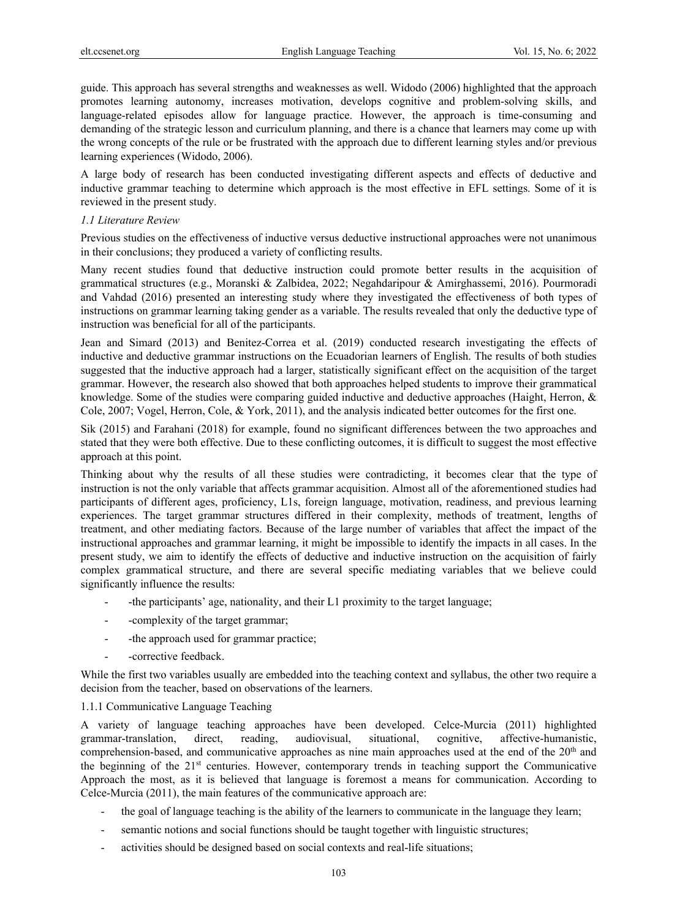guide. This approach has several strengths and weaknesses as well. Widodo (2006) highlighted that the approach promotes learning autonomy, increases motivation, develops cognitive and problem-solving skills, and language-related episodes allow for language practice. However, the approach is time-consuming and demanding of the strategic lesson and curriculum planning, and there is a chance that learners may come up with the wrong concepts of the rule or be frustrated with the approach due to different learning styles and/or previous learning experiences (Widodo, 2006).

A large body of research has been conducted investigating different aspects and effects of deductive and inductive grammar teaching to determine which approach is the most effective in EFL settings. Some of it is reviewed in the present study.

### *1.1 Literature Review*

Previous studies on the effectiveness of inductive versus deductive instructional approaches were not unanimous in their conclusions; they produced a variety of conflicting results.

Many recent studies found that deductive instruction could promote better results in the acquisition of grammatical structures (e.g., Moranski & Zalbidea, 2022; Negahdaripour & Amirghassemi, 2016). Pourmoradi and Vahdad (2016) presented an interesting study where they investigated the effectiveness of both types of instructions on grammar learning taking gender as a variable. The results revealed that only the deductive type of instruction was beneficial for all of the participants.

Jean and Simard (2013) and Benitez-Correa et al. (2019) conducted research investigating the effects of inductive and deductive grammar instructions on the Ecuadorian learners of English. The results of both studies suggested that the inductive approach had a larger, statistically significant effect on the acquisition of the target grammar. However, the research also showed that both approaches helped students to improve their grammatical knowledge. Some of the studies were comparing guided inductive and deductive approaches (Haight, Herron, & Cole, 2007; Vogel, Herron, Cole, & York, 2011), and the analysis indicated better outcomes for the first one.

Sik (2015) and Farahani (2018) for example, found no significant differences between the two approaches and stated that they were both effective. Due to these conflicting outcomes, it is difficult to suggest the most effective approach at this point.

Thinking about why the results of all these studies were contradicting, it becomes clear that the type of instruction is not the only variable that affects grammar acquisition. Almost all of the aforementioned studies had participants of different ages, proficiency, L1s, foreign language, motivation, readiness, and previous learning experiences. The target grammar structures differed in their complexity, methods of treatment, lengths of treatment, and other mediating factors. Because of the large number of variables that affect the impact of the instructional approaches and grammar learning, it might be impossible to identify the impacts in all cases. In the present study, we aim to identify the effects of deductive and inductive instruction on the acquisition of fairly complex grammatical structure, and there are several specific mediating variables that we believe could significantly influence the results:

- -the participants' age, nationality, and their L1 proximity to the target language;
- -complexity of the target grammar;
- -the approach used for grammar practice;
- -corrective feedback.

While the first two variables usually are embedded into the teaching context and syllabus, the other two require a decision from the teacher, based on observations of the learners.

#### 1.1.1 Communicative Language Teaching

A variety of language teaching approaches have been developed. Celce-Murcia (2011) highlighted grammar-translation, direct, reading, audiovisual, situational, cognitive, affective-humanistic, comprehension-based, and communicative approaches as nine main approaches used at the end of the 20th and the beginning of the 21st centuries. However, contemporary trends in teaching support the Communicative Approach the most, as it is believed that language is foremost a means for communication. According to Celce-Murcia (2011), the main features of the communicative approach are:

- the goal of language teaching is the ability of the learners to communicate in the language they learn;
- semantic notions and social functions should be taught together with linguistic structures;
- activities should be designed based on social contexts and real-life situations;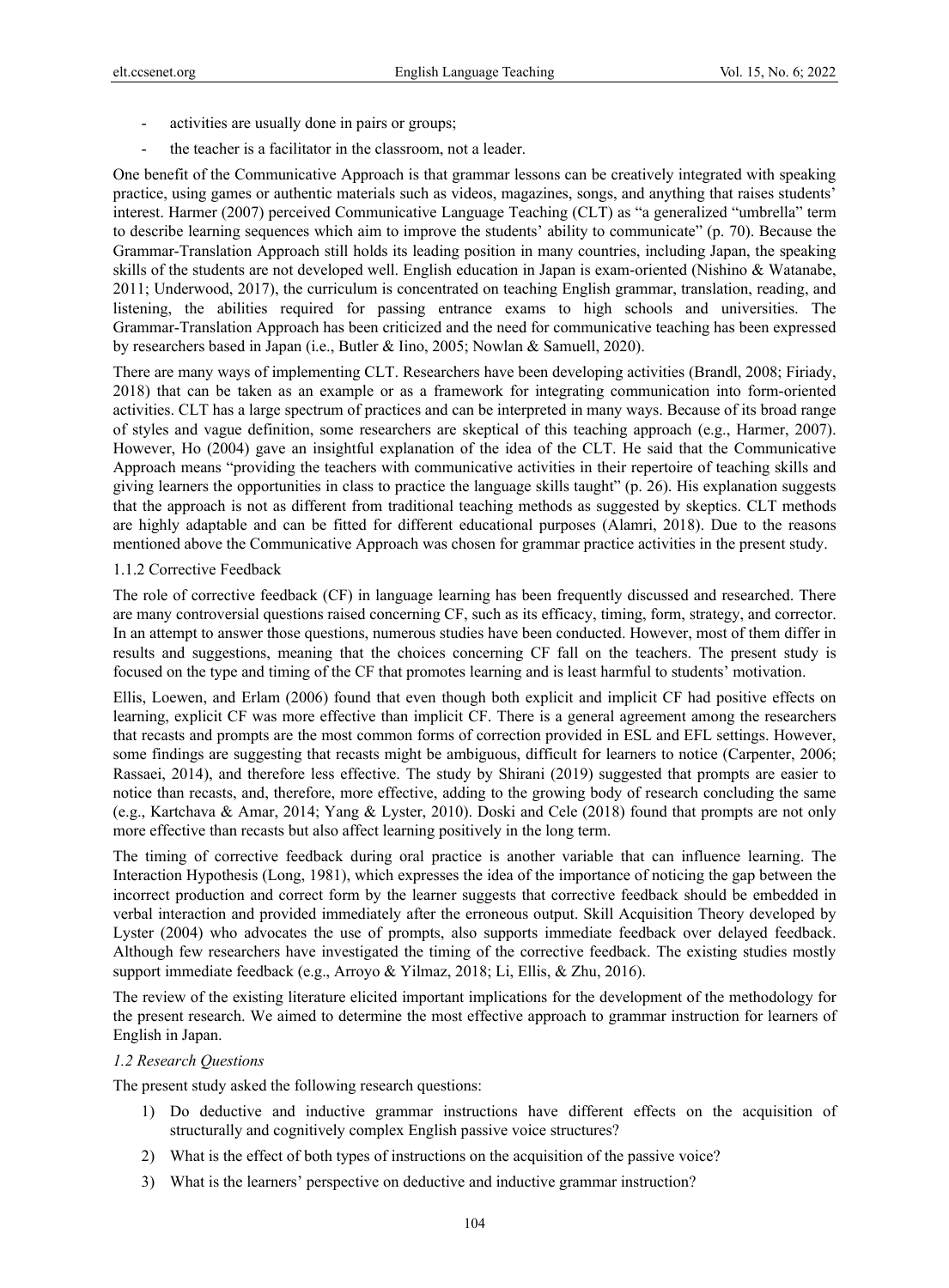- activities are usually done in pairs or groups;
- the teacher is a facilitator in the classroom, not a leader.

One benefit of the Communicative Approach is that grammar lessons can be creatively integrated with speaking practice, using games or authentic materials such as videos, magazines, songs, and anything that raises students' interest. Harmer (2007) perceived Communicative Language Teaching (CLT) as "a generalized "umbrella" term to describe learning sequences which aim to improve the students' ability to communicate" (p. 70). Because the Grammar-Translation Approach still holds its leading position in many countries, including Japan, the speaking skills of the students are not developed well. English education in Japan is exam-oriented (Nishino & Watanabe, 2011; Underwood, 2017), the curriculum is concentrated on teaching English grammar, translation, reading, and listening, the abilities required for passing entrance exams to high schools and universities. The Grammar-Translation Approach has been criticized and the need for communicative teaching has been expressed by researchers based in Japan (i.e., Butler & Iino, 2005; Nowlan & Samuell, 2020).

There are many ways of implementing CLT. Researchers have been developing activities (Brandl, 2008; Firiady, 2018) that can be taken as an example or as a framework for integrating communication into form-oriented activities. CLT has a large spectrum of practices and can be interpreted in many ways. Because of its broad range of styles and vague definition, some researchers are skeptical of this teaching approach (e.g., Harmer, 2007). However, Ho (2004) gave an insightful explanation of the idea of the CLT. He said that the Communicative Approach means "providing the teachers with communicative activities in their repertoire of teaching skills and giving learners the opportunities in class to practice the language skills taught" (p. 26). His explanation suggests that the approach is not as different from traditional teaching methods as suggested by skeptics. CLT methods are highly adaptable and can be fitted for different educational purposes (Alamri, 2018). Due to the reasons mentioned above the Communicative Approach was chosen for grammar practice activities in the present study.

#### 1.1.2 Corrective Feedback

The role of corrective feedback (CF) in language learning has been frequently discussed and researched. There are many controversial questions raised concerning CF, such as its efficacy, timing, form, strategy, and corrector. In an attempt to answer those questions, numerous studies have been conducted. However, most of them differ in results and suggestions, meaning that the choices concerning CF fall on the teachers. The present study is focused on the type and timing of the CF that promotes learning and is least harmful to students' motivation.

Ellis, Loewen, and Erlam (2006) found that even though both explicit and implicit CF had positive effects on learning, explicit CF was more effective than implicit CF. There is a general agreement among the researchers that recasts and prompts are the most common forms of correction provided in ESL and EFL settings. However, some findings are suggesting that recasts might be ambiguous, difficult for learners to notice (Carpenter, 2006; Rassaei, 2014), and therefore less effective. The study by Shirani (2019) suggested that prompts are easier to notice than recasts, and, therefore, more effective, adding to the growing body of research concluding the same (e.g., Kartchava & Amar, 2014; Yang & Lyster, 2010). Doski and Cele (2018) found that prompts are not only more effective than recasts but also affect learning positively in the long term.

The timing of corrective feedback during oral practice is another variable that can influence learning. The Interaction Hypothesis (Long, 1981), which expresses the idea of the importance of noticing the gap between the incorrect production and correct form by the learner suggests that corrective feedback should be embedded in verbal interaction and provided immediately after the erroneous output. Skill Acquisition Theory developed by Lyster (2004) who advocates the use of prompts, also supports immediate feedback over delayed feedback. Although few researchers have investigated the timing of the corrective feedback. The existing studies mostly support immediate feedback (e.g., Arroyo & Yilmaz, 2018; Li, Ellis, & Zhu, 2016).

The review of the existing literature elicited important implications for the development of the methodology for the present research. We aimed to determine the most effective approach to grammar instruction for learners of English in Japan.

### *1.2 Research Questions*

The present study asked the following research questions:

1) Do deductive and inductive grammar instructions have different effects on the acquisition of structurally and cognitively complex English passive voice structures?
2) What is the effect of both types of instructions on the acquisition of the passive voice?
3) What is the learners' perspective on deductive and inductive grammar instruction?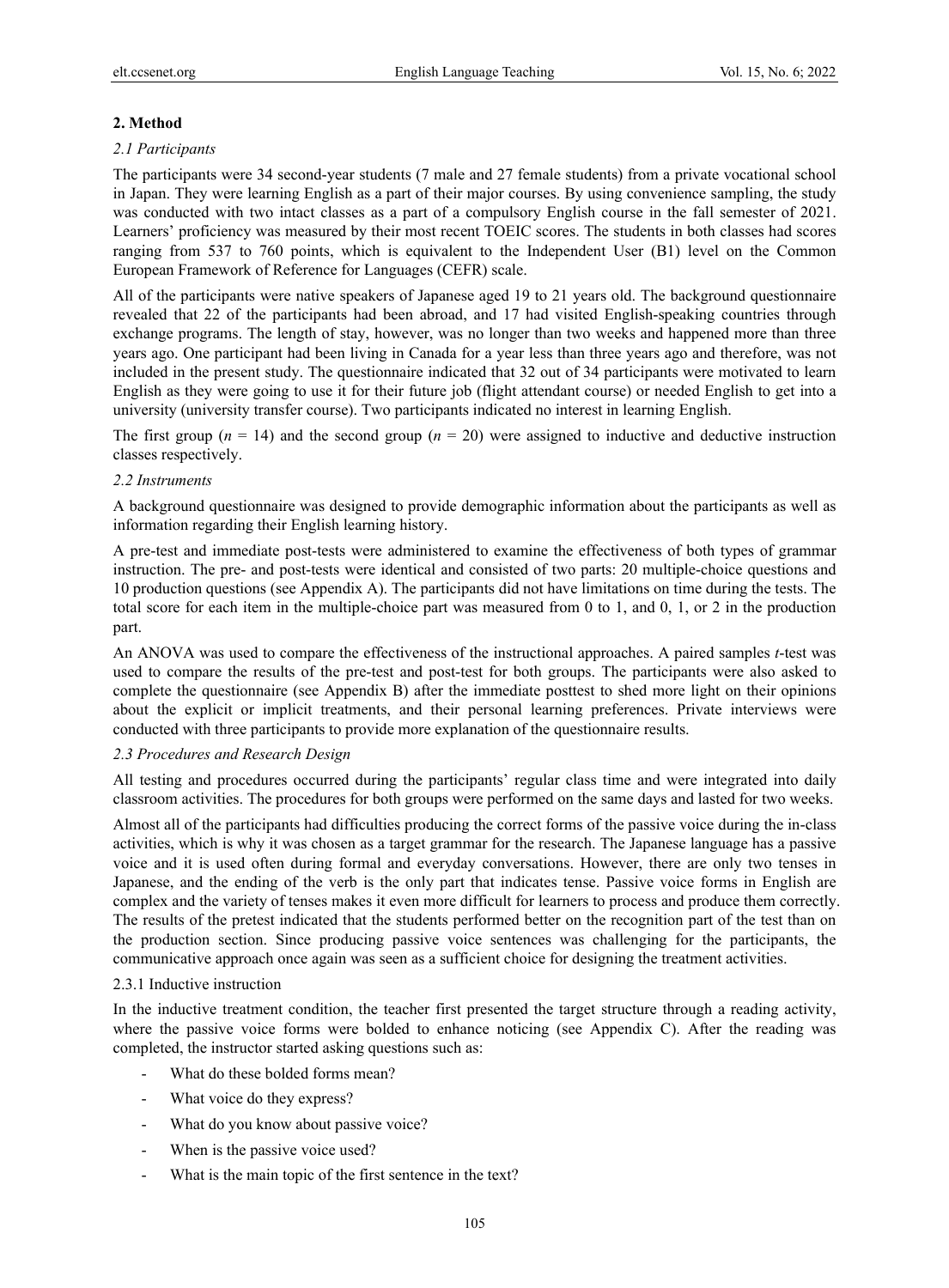## 2. Method

### 2.1 Participants

The participants were 34 second-year students (7 male and 27 female students) from a private vocational school in Japan. They were learning English as a part of their major courses. By using convenience sampling, the study was conducted with two intact classes as a part of a compulsory English course in the fall semester of 2021. Learners' proficiency was measured by their most recent TOEIC scores. The students in both classes had scores ranging from 537 to 760 points, which is equivalent to the Independent User (B1) level on the Common European Framework of Reference for Languages (CEFR) scale.

All of the participants were native speakers of Japanese aged 19 to 21 years old. The background questionnaire revealed that 22 of the participants had been abroad, and 17 had visited English-speaking countries through exchange programs. The length of stay, however, was no longer than two weeks and happened more than three years ago. One participant had been living in Canada for a year less than three years ago and therefore, was not included in the present study. The questionnaire indicated that 32 out of 34 participants were motivated to learn English as they were going to use it for their future job (flight attendant course) or needed English to get into a university (university transfer course). Two participants indicated no interest in learning English.

The first group ($n$ = 14) and the second group ($n$ = 20) were assigned to inductive and deductive instruction classes respectively.

### 2.2 Instruments

A background questionnaire was designed to provide demographic information about the participants as well as information regarding their English learning history.

A pre-test and immediate post-tests were administered to examine the effectiveness of both types of grammar instruction. The pre- and post-tests were identical and consisted of two parts: 20 multiple-choice questions and 10 production questions (see Appendix A). The participants did not have limitations on time during the tests. The total score for each item in the multiple-choice part was measured from 0 to 1, and 0, 1, or 2 in the production part.

An ANOVA was used to compare the effectiveness of the instructional approaches. A paired samples $t$-test was used to compare the results of the pre-test and post-test for both groups. The participants were also asked to complete the questionnaire (see Appendix B) after the immediate posttest to shed more light on their opinions about the explicit or implicit treatments, and their personal learning preferences. Private interviews were conducted with three participants to provide more explanation of the questionnaire results.

### 2.3 Procedures and Research Design

All testing and procedures occurred during the participants' regular class time and were integrated into daily classroom activities. The procedures for both groups were performed on the same days and lasted for two weeks.

Almost all of the participants had difficulties producing the correct forms of the passive voice during the in-class activities, which is why it was chosen as a target grammar for the research. The Japanese language has a passive voice and it is used often during formal and everyday conversations. However, there are only two tenses in Japanese, and the ending of the verb is the only part that indicates tense. Passive voice forms in English are complex and the variety of tenses makes it even more difficult for learners to process and produce them correctly. The results of the pretest indicated that the students performed better on the recognition part of the test than on the production section. Since producing passive voice sentences was challenging for the participants, the communicative approach once again was seen as a sufficient choice for designing the treatment activities.

#### 2.3.1 Inductive instruction

In the inductive treatment condition, the teacher first presented the target structure through a reading activity, where the passive voice forms were bolded to enhance noticing (see Appendix C). After the reading was completed, the instructor started asking questions such as:

- What do these bolded forms mean?
- What voice do they express?
- What do you know about passive voice?
- When is the passive voice used?
- What is the main topic of the first sentence in the text?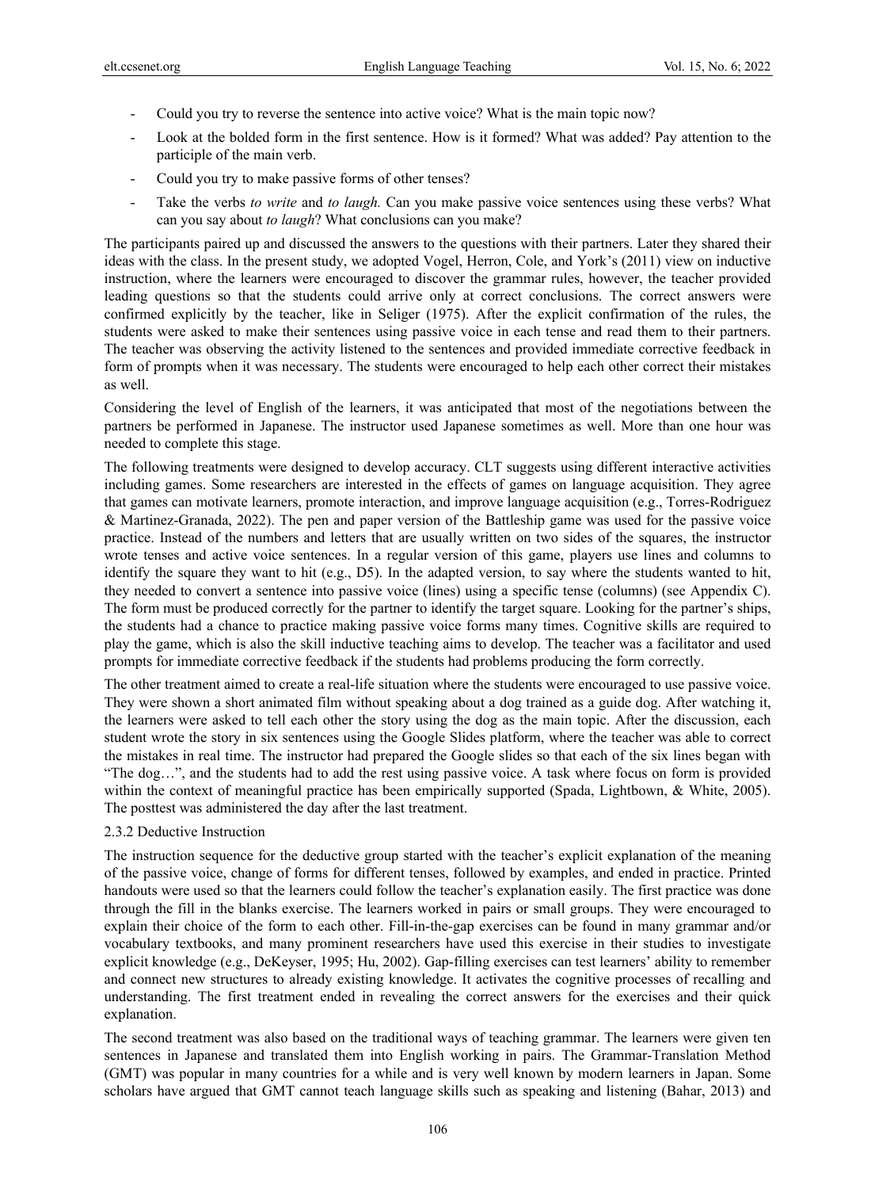- Could you try to reverse the sentence into active voice? What is the main topic now?
- Look at the bolded form in the first sentence. How is it formed? What was added? Pay attention to the participle of the main verb.
- Could you try to make passive forms of other tenses?
- Take the verbs *to write* and *to laugh.* Can you make passive voice sentences using these verbs? What can you say about *to laugh*? What conclusions can you make?

The participants paired up and discussed the answers to the questions with their partners. Later they shared their ideas with the class. In the present study, we adopted Vogel, Herron, Cole, and York's (2011) view on inductive instruction, where the learners were encouraged to discover the grammar rules, however, the teacher provided leading questions so that the students could arrive only at correct conclusions. The correct answers were confirmed explicitly by the teacher, like in Seliger (1975). After the explicit confirmation of the rules, the students were asked to make their sentences using passive voice in each tense and read them to their partners. The teacher was observing the activity listened to the sentences and provided immediate corrective feedback in form of prompts when it was necessary. The students were encouraged to help each other correct their mistakes as well.

Considering the level of English of the learners, it was anticipated that most of the negotiations between the partners be performed in Japanese. The instructor used Japanese sometimes as well. More than one hour was needed to complete this stage.

The following treatments were designed to develop accuracy. CLT suggests using different interactive activities including games. Some researchers are interested in the effects of games on language acquisition. They agree that games can motivate learners, promote interaction, and improve language acquisition (e.g., Torres-Rodriguez & Martinez-Granada, 2022). The pen and paper version of the Battleship game was used for the passive voice practice. Instead of the numbers and letters that are usually written on two sides of the squares, the instructor wrote tenses and active voice sentences. In a regular version of this game, players use lines and columns to identify the square they want to hit (e.g., D5). In the adapted version, to say where the students wanted to hit, they needed to convert a sentence into passive voice (lines) using a specific tense (columns) (see Appendix C). The form must be produced correctly for the partner to identify the target square. Looking for the partner's ships, the students had a chance to practice making passive voice forms many times. Cognitive skills are required to play the game, which is also the skill inductive teaching aims to develop. The teacher was a facilitator and used prompts for immediate corrective feedback if the students had problems producing the form correctly.

The other treatment aimed to create a real-life situation where the students were encouraged to use passive voice. They were shown a short animated film without speaking about a dog trained as a guide dog. After watching it, the learners were asked to tell each other the story using the dog as the main topic. After the discussion, each student wrote the story in six sentences using the Google Slides platform, where the teacher was able to correct the mistakes in real time. The instructor had prepared the Google slides so that each of the six lines began with "The dog…", and the students had to add the rest using passive voice. A task where focus on form is provided within the context of meaningful practice has been empirically supported (Spada, Lightbown, & White, 2005). The posttest was administered the day after the last treatment.

#### 2.3.2 Deductive Instruction

The instruction sequence for the deductive group started with the teacher's explicit explanation of the meaning of the passive voice, change of forms for different tenses, followed by examples, and ended in practice. Printed handouts were used so that the learners could follow the teacher's explanation easily. The first practice was done through the fill in the blanks exercise. The learners worked in pairs or small groups. They were encouraged to explain their choice of the form to each other. Fill-in-the-gap exercises can be found in many grammar and/or vocabulary textbooks, and many prominent researchers have used this exercise in their studies to investigate explicit knowledge (e.g., DeKeyser, 1995; Hu, 2002). Gap-filling exercises can test learners' ability to remember and connect new structures to already existing knowledge. It activates the cognitive processes of recalling and understanding. The first treatment ended in revealing the correct answers for the exercises and their quick explanation.

The second treatment was also based on the traditional ways of teaching grammar. The learners were given ten sentences in Japanese and translated them into English working in pairs. The Grammar-Translation Method (GMT) was popular in many countries for a while and is very well known by modern learners in Japan. Some scholars have argued that GMT cannot teach language skills such as speaking and listening (Bahar, 2013) and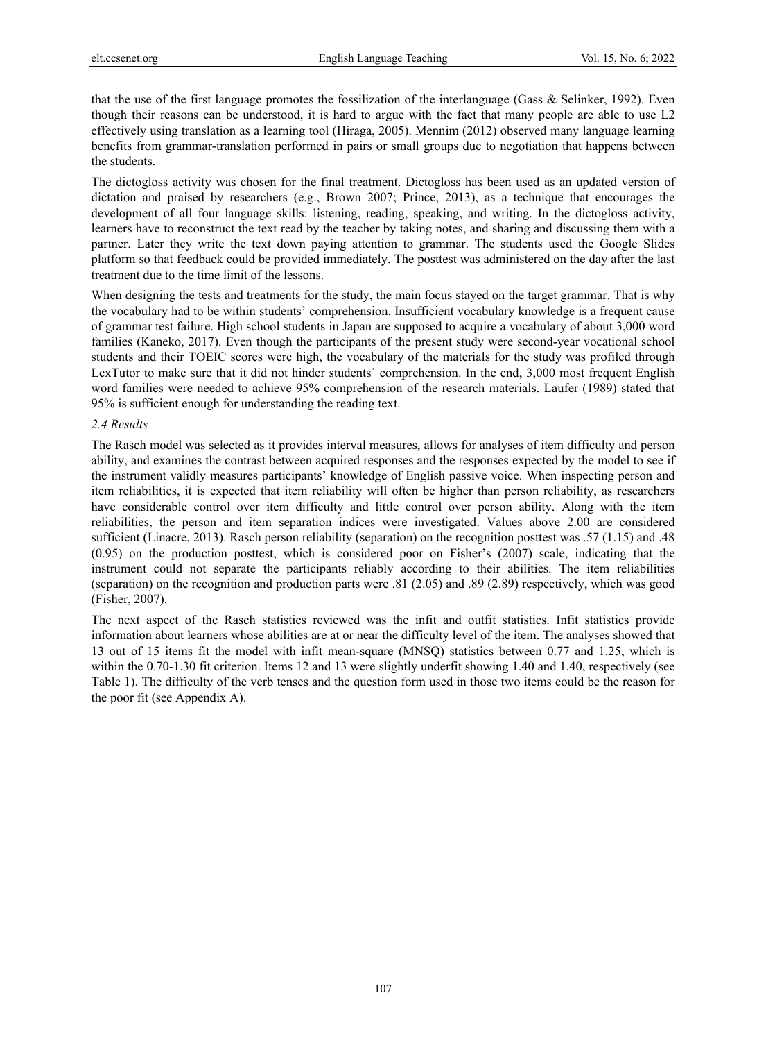that the use of the first language promotes the fossilization of the interlanguage (Gass & Selinker, 1992). Even though their reasons can be understood, it is hard to argue with the fact that many people are able to use L2 effectively using translation as a learning tool (Hiraga, 2005). Mennim (2012) observed many language learning benefits from grammar-translation performed in pairs or small groups due to negotiation that happens between the students.

The dictogloss activity was chosen for the final treatment. Dictogloss has been used as an updated version of dictation and praised by researchers (e.g., Brown 2007; Prince, 2013), as a technique that encourages the development of all four language skills: listening, reading, speaking, and writing. In the dictogloss activity, learners have to reconstruct the text read by the teacher by taking notes, and sharing and discussing them with a partner. Later they write the text down paying attention to grammar. The students used the Google Slides platform so that feedback could be provided immediately. The posttest was administered on the day after the last treatment due to the time limit of the lessons.

When designing the tests and treatments for the study, the main focus stayed on the target grammar. That is why the vocabulary had to be within students' comprehension. Insufficient vocabulary knowledge is a frequent cause of grammar test failure. High school students in Japan are supposed to acquire a vocabulary of about 3,000 word families (Kaneko, 2017). Even though the participants of the present study were second-year vocational school students and their TOEIC scores were high, the vocabulary of the materials for the study was profiled through LexTutor to make sure that it did not hinder students' comprehension. In the end, 3,000 most frequent English word families were needed to achieve 95% comprehension of the research materials. Laufer (1989) stated that 95% is sufficient enough for understanding the reading text.

### *2.4 Results*

The Rasch model was selected as it provides interval measures, allows for analyses of item difficulty and person ability, and examines the contrast between acquired responses and the responses expected by the model to see if the instrument validly measures participants' knowledge of English passive voice. When inspecting person and item reliabilities, it is expected that item reliability will often be higher than person reliability, as researchers have considerable control over item difficulty and little control over person ability. Along with the item reliabilities, the person and item separation indices were investigated. Values above 2.00 are considered sufficient (Linacre, 2013). Rasch person reliability (separation) on the recognition posttest was .57 (1.15) and .48 (0.95) on the production posttest, which is considered poor on Fisher's (2007) scale, indicating that the instrument could not separate the participants reliably according to their abilities. The item reliabilities (separation) on the recognition and production parts were .81 (2.05) and .89 (2.89) respectively, which was good (Fisher, 2007).

The next aspect of the Rasch statistics reviewed was the infit and outfit statistics. Infit statistics provide information about learners whose abilities are at or near the difficulty level of the item. The analyses showed that 13 out of 15 items fit the model with infit mean-square (MNSQ) statistics between 0.77 and 1.25, which is within the 0.70-1.30 fit criterion. Items 12 and 13 were slightly underfit showing 1.40 and 1.40, respectively (see Table 1). The difficulty of the verb tenses and the question form used in those two items could be the reason for the poor fit (see Appendix A).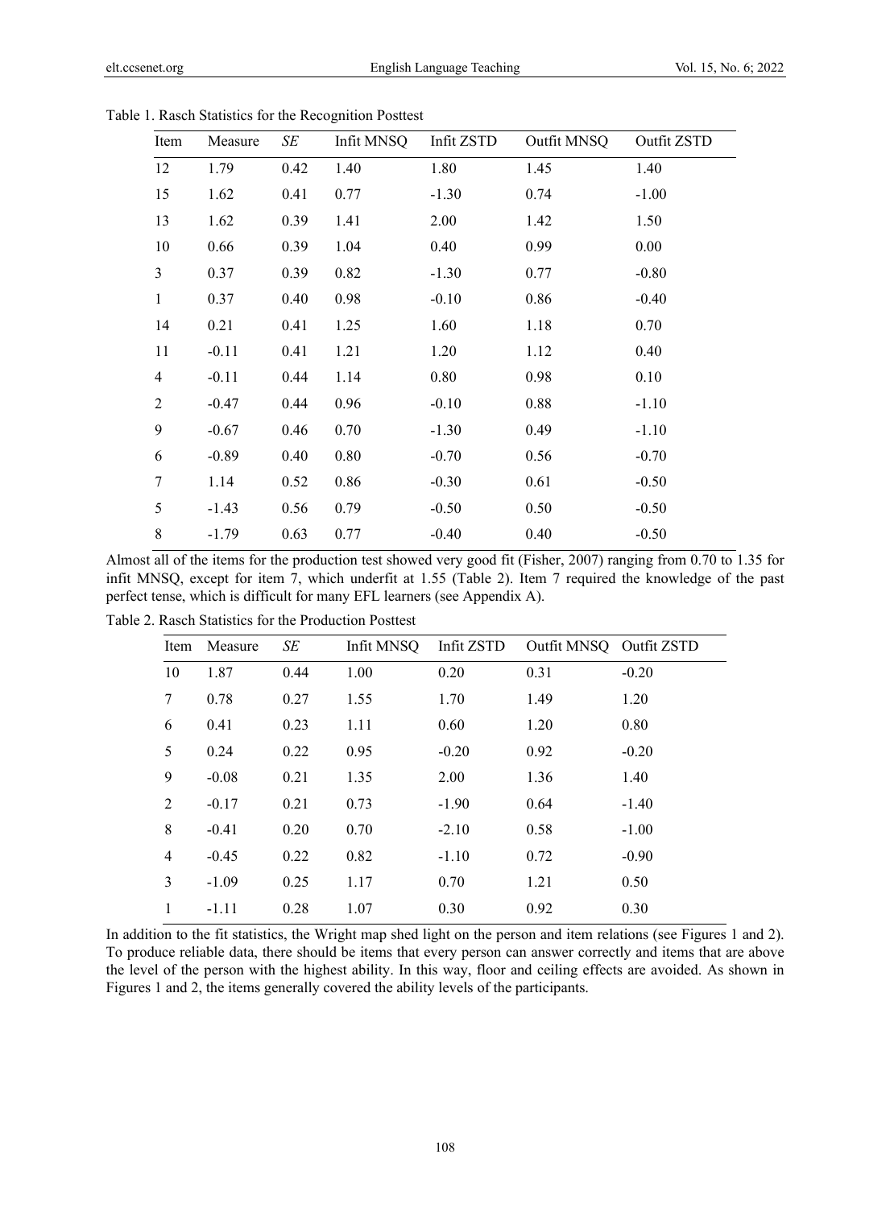Table 1. Rasch Statistics for the Recognition Posttest

| Item | Measure | *SE* | Infit MNSQ | Infit ZSTD | Outfit MNSQ | Outfit ZSTD |
|---|---|---|---|---|---|---|
| 12 | 1.79 | 0.42 | 1.40 | 1.80 | 1.45 | 1.40 |
| 15 | 1.62 | 0.41 | 0.77 | -1.30 | 0.74 | -1.00 |
| 13 | 1.62 | 0.39 | 1.41 | 2.00 | 1.42 | 1.50 |
| 10 | 0.66 | 0.39 | 1.04 | 0.40 | 0.99 | 0.00 |
| 3 | 0.37 | 0.39 | 0.82 | -1.30 | 0.77 | -0.80 |
| 1 | 0.37 | 0.40 | 0.98 | -0.10 | 0.86 | -0.40 |
| 14 | 0.21 | 0.41 | 1.25 | 1.60 | 1.18 | 0.70 |
| 11 | -0.11 | 0.41 | 1.21 | 1.20 | 1.12 | 0.40 |
| 4 | -0.11 | 0.44 | 1.14 | 0.80 | 0.98 | 0.10 |
| 2 | -0.47 | 0.44 | 0.96 | -0.10 | 0.88 | -1.10 |
| 9 | -0.67 | 0.46 | 0.70 | -1.30 | 0.49 | -1.10 |
| 6 | -0.89 | 0.40 | 0.80 | -0.70 | 0.56 | -0.70 |
| 7 | 1.14 | 0.52 | 0.86 | -0.30 | 0.61 | -0.50 |
| 5 | -1.43 | 0.56 | 0.79 | -0.50 | 0.50 | -0.50 |
| 8 | -1.79 | 0.63 | 0.77 | -0.40 | 0.40 | -0.50 |

Almost all of the items for the production test showed very good fit (Fisher, 2007) ranging from 0.70 to 1.35 for infit MNSQ, except for item 7, which underfit at 1.55 (Table 2). Item 7 required the knowledge of the past perfect tense, which is difficult for many EFL learners (see Appendix A).

Table 2. Rasch Statistics for the Production Posttest

| Item | Measure | *SE* | Infit MNSQ | Infit ZSTD | Outfit MNSQ | Outfit ZSTD |
|---|---|---|---|---|---|---|
| 10 | 1.87 | 0.44 | 1.00 | 0.20 | 0.31 | -0.20 |
| 7 | 0.78 | 0.27 | 1.55 | 1.70 | 1.49 | 1.20 |
| 6 | 0.41 | 0.23 | 1.11 | 0.60 | 1.20 | 0.80 |
| 5 | 0.24 | 0.22 | 0.95 | -0.20 | 0.92 | -0.20 |
| 9 | -0.08 | 0.21 | 1.35 | 2.00 | 1.36 | 1.40 |
| 2 | -0.17 | 0.21 | 0.73 | -1.90 | 0.64 | -1.40 |
| 8 | -0.41 | 0.20 | 0.70 | -2.10 | 0.58 | -1.00 |
| 4 | -0.45 | 0.22 | 0.82 | -1.10 | 0.72 | -0.90 |
| 3 | -1.09 | 0.25 | 1.17 | 0.70 | 1.21 | 0.50 |
| 1 | -1.11 | 0.28 | 1.07 | 0.30 | 0.92 | 0.30 |

In addition to the fit statistics, the Wright map shed light on the person and item relations (see Figures 1 and 2). To produce reliable data, there should be items that every person can answer correctly and items that are above the level of the person with the highest ability. In this way, floor and ceiling effects are avoided. As shown in Figures 1 and 2, the items generally covered the ability levels of the participants.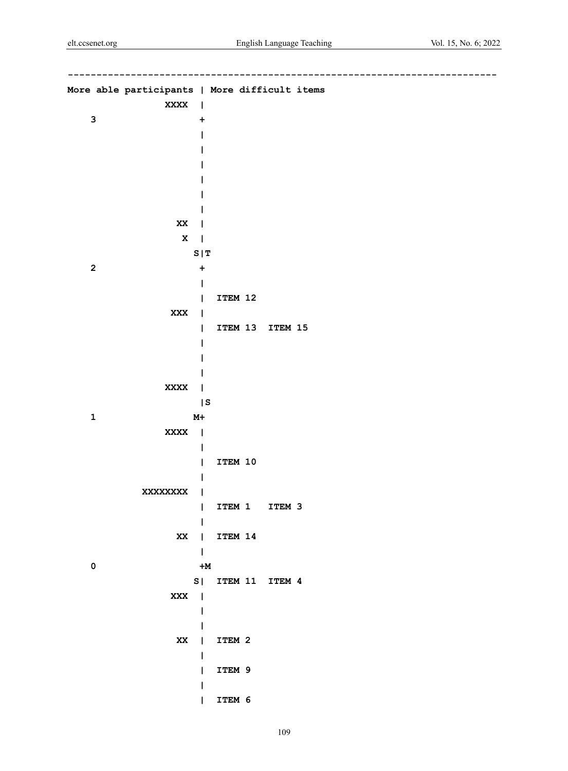```
--------------------------------------------------------------------------
More able participants | More difficult items
              XXXX  |
    3                +
                     |
                     |
                     |
                     |
                     |
                     |
                XX  |
                 X  |
                   S|T
    2                +
                     |
                     |  ITEM 12
               XXX  |
                     |  ITEM 13  ITEM 15
                     |
                     |
                     |
              XXXX  |
                     |S
    1               M+
              XXXX  |
                     |
                     |  ITEM 10
                     |
          XXXXXXXX  |
                     |  ITEM 1   ITEM 3
                     |
                XX  |  ITEM 14
                     |
    0                +M
                   S|  ITEM 11  ITEM 4
               XXX  |
                     |
                     |
                XX  |  ITEM 2
                     |
                     |  ITEM 9
                     |
                     |  ITEM 6
```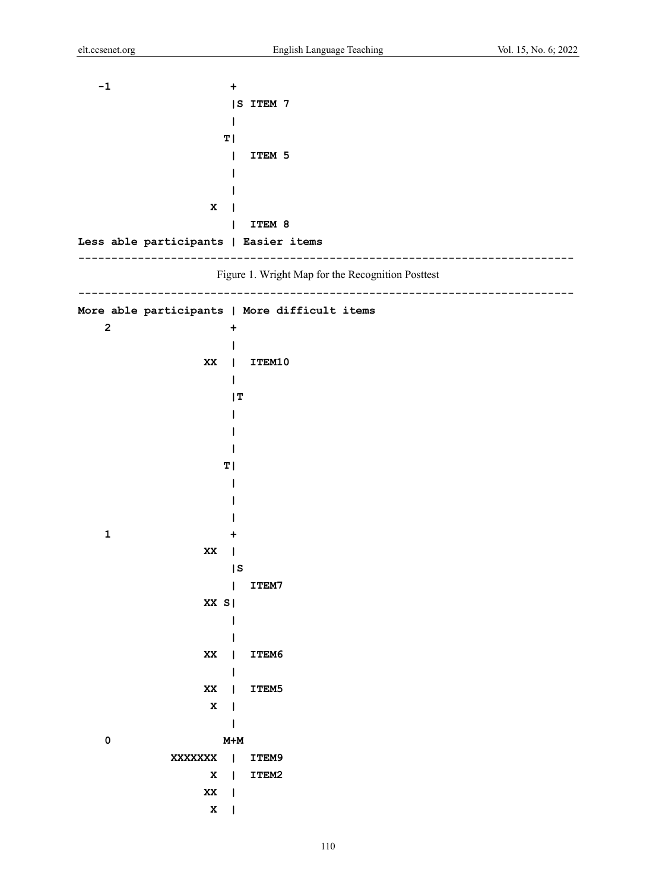```
   -1                  +
                       |S ITEM 7
                       |
                      T|
                       |  ITEM 5
                       |
                       |
                   X   |
                       |  ITEM 8
Less able participants | Easier items
----------------------------------------------------------------------------
```

Figure 1. Wright Map for the Recognition Posttest

```
----------------------------------------------------------------------------
More able participants | More difficult items
    2                  +
                       |
                  XX   |  ITEM10
                       |
                       |T
                       |
                       |
                       |
                      T|
                       |
                       |
                       |
    1                  +
                  XX   |
                       |S
                       |  ITEM7
                  XX S|
                       |
                       |
                  XX   |  ITEM6
                       |
                  XX   |  ITEM5
                   X   |
                       |
    0                 M+M
             XXXXXXX   |  ITEM9
                   X   |  ITEM2
                  XX   |
                   X   |
```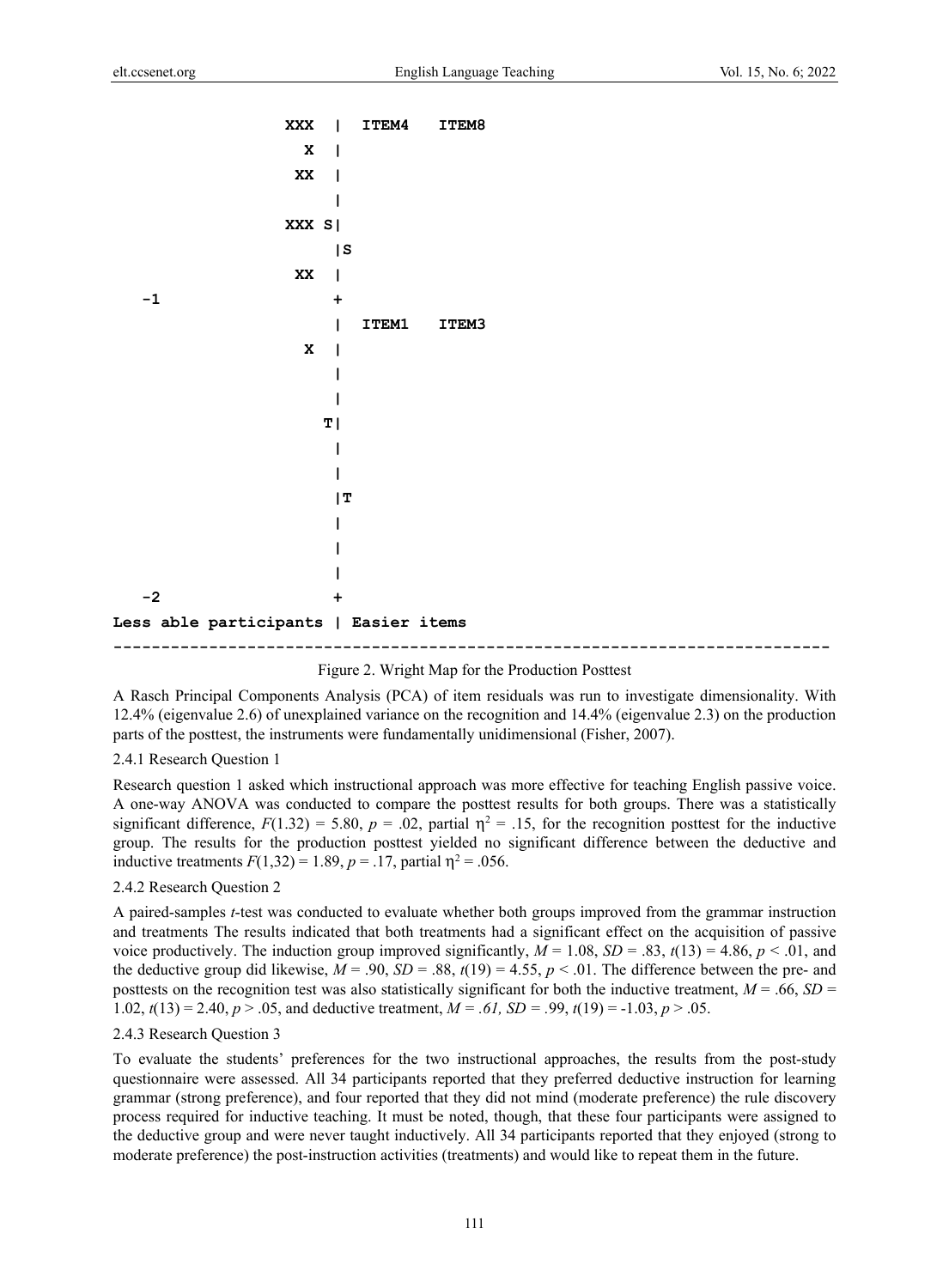```
                  XXX  |  ITEM4   ITEM8
                    X  |
                   XX  |
                       |
                  XXX S|
                       |S
                   XX  |
   -1                  +
                       |  ITEM1   ITEM3
                    X  |
                       |
                       |
                      T|
                       |
                       |
                       |T
                       |
                       |
                       |
   -2                  +
Less able participants | Easier items
---------------------------------------------------------------------------
```

Figure 2. Wright Map for the Production Posttest

A Rasch Principal Components Analysis (PCA) of item residuals was run to investigate dimensionality. With 12.4% (eigenvalue 2.6) of unexplained variance on the recognition and 14.4% (eigenvalue 2.3) on the production parts of the posttest, the instruments were fundamentally unidimensional (Fisher, 2007).

#### 2.4.1 Research Question 1

Research question 1 asked which instructional approach was more effective for teaching English passive voice. A one-way ANOVA was conducted to compare the posttest results for both groups. There was a statistically significant difference, $F(1.32) = 5.80$, $p = .02$, partial $\eta^2 = .15$, for the recognition posttest for the inductive group. The results for the production posttest yielded no significant difference between the deductive and inductive treatments $F(1,32) = 1.89$, $p = .17$, partial $\eta^2 = .056$.

#### 2.4.2 Research Question 2

A paired-samples *t*-test was conducted to evaluate whether both groups improved from the grammar instruction and treatments The results indicated that both treatments had a significant effect on the acquisition of passive voice productively. The induction group improved significantly, $M = 1.08$, $SD = .83$, $t(13) = 4.86$, $p < .01$, and the deductive group did likewise, $M = .90$, $SD = .88$, $t(19) = 4.55$, $p < .01$. The difference between the pre- and posttests on the recognition test was also statistically significant for both the inductive treatment, $M = .66$, $SD = 1.02$, $t(13) = 2.40$, $p > .05$, and deductive treatment, $M = .61$, $SD = .99$, $t(19) = -1.03$, $p > .05$.

#### 2.4.3 Research Question 3

To evaluate the students' preferences for the two instructional approaches, the results from the post-study questionnaire were assessed. All 34 participants reported that they preferred deductive instruction for learning grammar (strong preference), and four reported that they did not mind (moderate preference) the rule discovery process required for inductive teaching. It must be noted, though, that these four participants were assigned to the deductive group and were never taught inductively. All 34 participants reported that they enjoyed (strong to moderate preference) the post-instruction activities (treatments) and would like to repeat them in the future.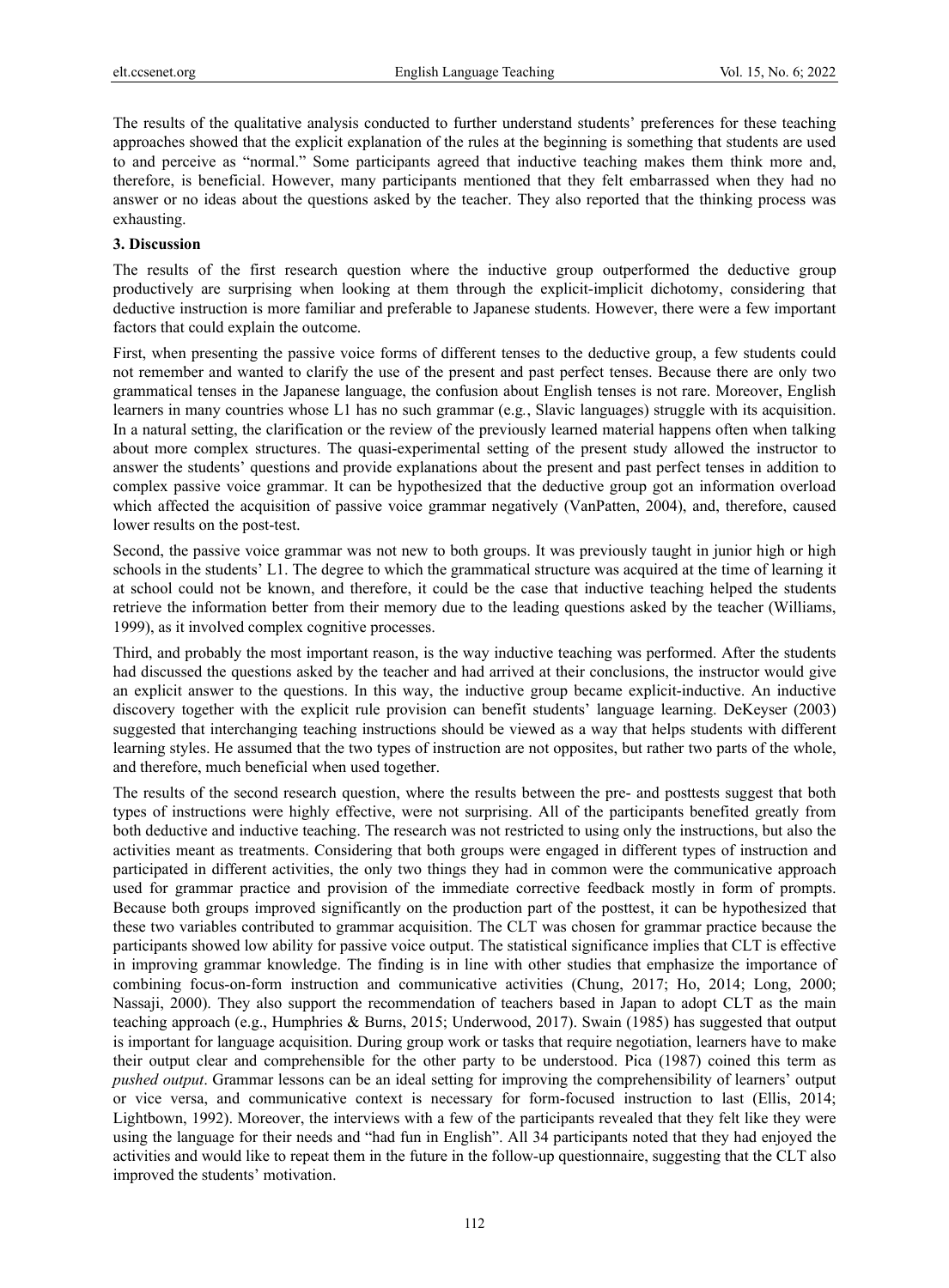The results of the qualitative analysis conducted to further understand students' preferences for these teaching approaches showed that the explicit explanation of the rules at the beginning is something that students are used to and perceive as "normal." Some participants agreed that inductive teaching makes them think more and, therefore, is beneficial. However, many participants mentioned that they felt embarrassed when they had no answer or no ideas about the questions asked by the teacher. They also reported that the thinking process was exhausting.

## 3. Discussion

The results of the first research question where the inductive group outperformed the deductive group productively are surprising when looking at them through the explicit-implicit dichotomy, considering that deductive instruction is more familiar and preferable to Japanese students. However, there were a few important factors that could explain the outcome.

First, when presenting the passive voice forms of different tenses to the deductive group, a few students could not remember and wanted to clarify the use of the present and past perfect tenses. Because there are only two grammatical tenses in the Japanese language, the confusion about English tenses is not rare. Moreover, English learners in many countries whose L1 has no such grammar (e.g., Slavic languages) struggle with its acquisition. In a natural setting, the clarification or the review of the previously learned material happens often when talking about more complex structures. The quasi-experimental setting of the present study allowed the instructor to answer the students' questions and provide explanations about the present and past perfect tenses in addition to complex passive voice grammar. It can be hypothesized that the deductive group got an information overload which affected the acquisition of passive voice grammar negatively (VanPatten, 2004), and, therefore, caused lower results on the post-test.

Second, the passive voice grammar was not new to both groups. It was previously taught in junior high or high schools in the students' L1. The degree to which the grammatical structure was acquired at the time of learning it at school could not be known, and therefore, it could be the case that inductive teaching helped the students retrieve the information better from their memory due to the leading questions asked by the teacher (Williams, 1999), as it involved complex cognitive processes.

Third, and probably the most important reason, is the way inductive teaching was performed. After the students had discussed the questions asked by the teacher and had arrived at their conclusions, the instructor would give an explicit answer to the questions. In this way, the inductive group became explicit-inductive. An inductive discovery together with the explicit rule provision can benefit students' language learning. DeKeyser (2003) suggested that interchanging teaching instructions should be viewed as a way that helps students with different learning styles. He assumed that the two types of instruction are not opposites, but rather two parts of the whole, and therefore, much beneficial when used together.

The results of the second research question, where the results between the pre- and posttests suggest that both types of instructions were highly effective, were not surprising. All of the participants benefited greatly from both deductive and inductive teaching. The research was not restricted to using only the instructions, but also the activities meant as treatments. Considering that both groups were engaged in different types of instruction and participated in different activities, the only two things they had in common were the communicative approach used for grammar practice and provision of the immediate corrective feedback mostly in form of prompts. Because both groups improved significantly on the production part of the posttest, it can be hypothesized that these two variables contributed to grammar acquisition. The CLT was chosen for grammar practice because the participants showed low ability for passive voice output. The statistical significance implies that CLT is effective in improving grammar knowledge. The finding is in line with other studies that emphasize the importance of combining focus-on-form instruction and communicative activities (Chung, 2017; Ho, 2014; Long, 2000; Nassaji, 2000). They also support the recommendation of teachers based in Japan to adopt CLT as the main teaching approach (e.g., Humphries & Burns, 2015; Underwood, 2017). Swain (1985) has suggested that output is important for language acquisition. During group work or tasks that require negotiation, learners have to make their output clear and comprehensible for the other party to be understood. Pica (1987) coined this term as *pushed output*. Grammar lessons can be an ideal setting for improving the comprehensibility of learners' output or vice versa, and communicative context is necessary for form-focused instruction to last (Ellis, 2014; Lightbown, 1992). Moreover, the interviews with a few of the participants revealed that they felt like they were using the language for their needs and "had fun in English". All 34 participants noted that they had enjoyed the activities and would like to repeat them in the future in the follow-up questionnaire, suggesting that the CLT also improved the students' motivation.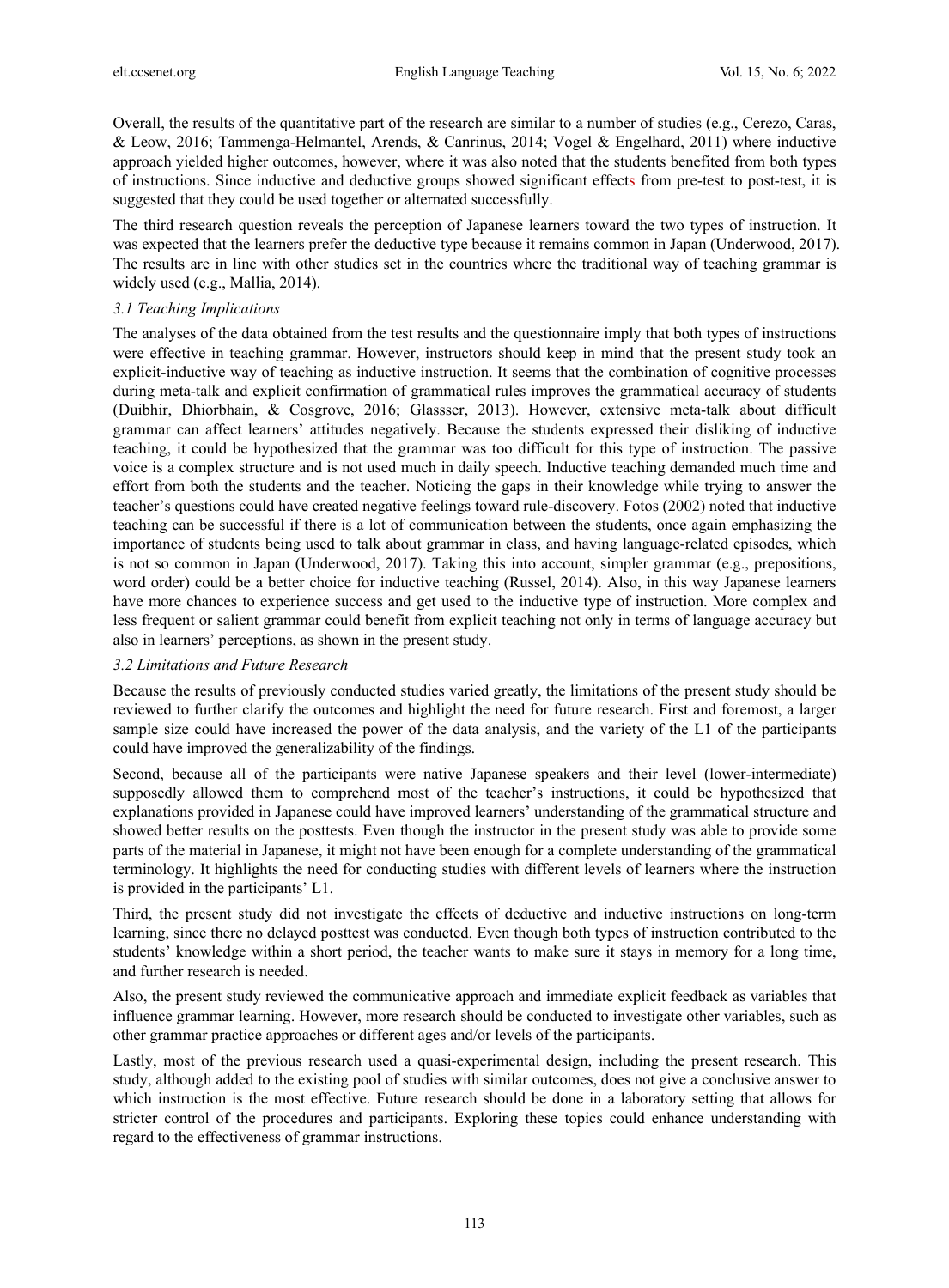Overall, the results of the quantitative part of the research are similar to a number of studies (e.g., Cerezo, Caras, & Leow, 2016; Tammenga-Helmantel, Arends, & Canrinus, 2014; Vogel & Engelhard, 2011) where inductive approach yielded higher outcomes, however, where it was also noted that the students benefited from both types of instructions. Since inductive and deductive groups showed significant effects from pre-test to post-test, it is suggested that they could be used together or alternated successfully.

The third research question reveals the perception of Japanese learners toward the two types of instruction. It was expected that the learners prefer the deductive type because it remains common in Japan (Underwood, 2017). The results are in line with other studies set in the countries where the traditional way of teaching grammar is widely used (e.g., Mallia, 2014).

### *3.1 Teaching Implications*

The analyses of the data obtained from the test results and the questionnaire imply that both types of instructions were effective in teaching grammar. However, instructors should keep in mind that the present study took an explicit-inductive way of teaching as inductive instruction. It seems that the combination of cognitive processes during meta-talk and explicit confirmation of grammatical rules improves the grammatical accuracy of students (Duibhir, Dhiorbhain, & Cosgrove, 2016; Glassser, 2013). However, extensive meta-talk about difficult grammar can affect learners' attitudes negatively. Because the students expressed their disliking of inductive teaching, it could be hypothesized that the grammar was too difficult for this type of instruction. The passive voice is a complex structure and is not used much in daily speech. Inductive teaching demanded much time and effort from both the students and the teacher. Noticing the gaps in their knowledge while trying to answer the teacher's questions could have created negative feelings toward rule-discovery. Fotos (2002) noted that inductive teaching can be successful if there is a lot of communication between the students, once again emphasizing the importance of students being used to talk about grammar in class, and having language-related episodes, which is not so common in Japan (Underwood, 2017). Taking this into account, simpler grammar (e.g., prepositions, word order) could be a better choice for inductive teaching (Russel, 2014). Also, in this way Japanese learners have more chances to experience success and get used to the inductive type of instruction. More complex and less frequent or salient grammar could benefit from explicit teaching not only in terms of language accuracy but also in learners' perceptions, as shown in the present study.

### *3.2 Limitations and Future Research*

Because the results of previously conducted studies varied greatly, the limitations of the present study should be reviewed to further clarify the outcomes and highlight the need for future research. First and foremost, a larger sample size could have increased the power of the data analysis, and the variety of the L1 of the participants could have improved the generalizability of the findings.

Second, because all of the participants were native Japanese speakers and their level (lower-intermediate) supposedly allowed them to comprehend most of the teacher's instructions, it could be hypothesized that explanations provided in Japanese could have improved learners' understanding of the grammatical structure and showed better results on the posttests. Even though the instructor in the present study was able to provide some parts of the material in Japanese, it might not have been enough for a complete understanding of the grammatical terminology. It highlights the need for conducting studies with different levels of learners where the instruction is provided in the participants' L1.

Third, the present study did not investigate the effects of deductive and inductive instructions on long-term learning, since there no delayed posttest was conducted. Even though both types of instruction contributed to the students' knowledge within a short period, the teacher wants to make sure it stays in memory for a long time, and further research is needed.

Also, the present study reviewed the communicative approach and immediate explicit feedback as variables that influence grammar learning. However, more research should be conducted to investigate other variables, such as other grammar practice approaches or different ages and/or levels of the participants.

Lastly, most of the previous research used a quasi-experimental design, including the present research. This study, although added to the existing pool of studies with similar outcomes, does not give a conclusive answer to which instruction is the most effective. Future research should be done in a laboratory setting that allows for stricter control of the procedures and participants. Exploring these topics could enhance understanding with regard to the effectiveness of grammar instructions.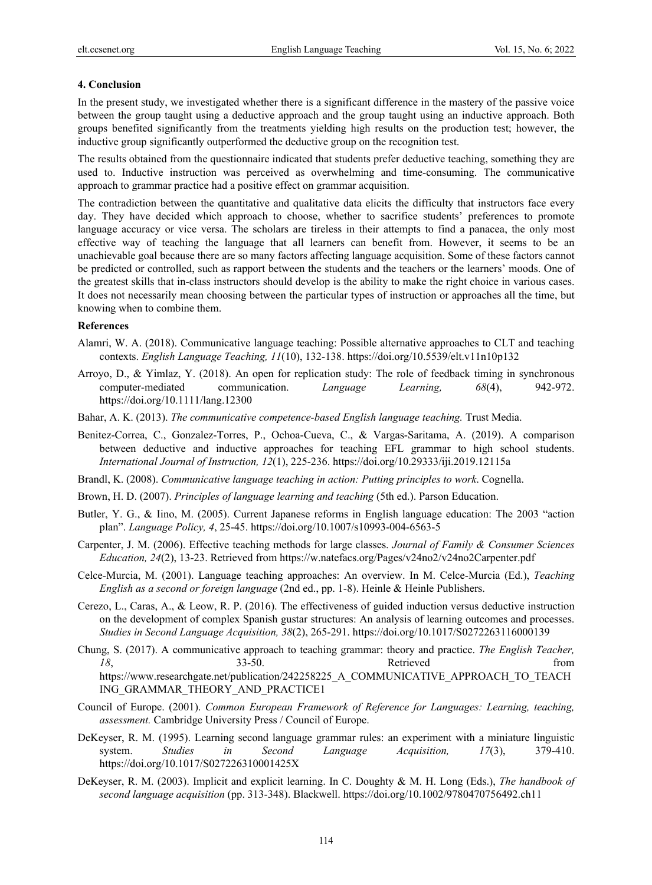## 4. Conclusion

In the present study, we investigated whether there is a significant difference in the mastery of the passive voice between the group taught using a deductive approach and the group taught using an inductive approach. Both groups benefited significantly from the treatments yielding high results on the production test; however, the inductive group significantly outperformed the deductive group on the recognition test.

The results obtained from the questionnaire indicated that students prefer deductive teaching, something they are used to. Inductive instruction was perceived as overwhelming and time-consuming. The communicative approach to grammar practice had a positive effect on grammar acquisition.

The contradiction between the quantitative and qualitative data elicits the difficulty that instructors face every day. They have decided which approach to choose, whether to sacrifice students' preferences to promote language accuracy or vice versa. The scholars are tireless in their attempts to find a panacea, the only most effective way of teaching the language that all learners can benefit from. However, it seems to be an unachievable goal because there are so many factors affecting language acquisition. Some of these factors cannot be predicted or controlled, such as rapport between the students and the teachers or the learners' moods. One of the greatest skills that in-class instructors should develop is the ability to make the right choice in various cases. It does not necessarily mean choosing between the particular types of instruction or approaches all the time, but knowing when to combine them.

## References

Alamri, W. A. (2018). Communicative language teaching: Possible alternative approaches to CLT and teaching contexts. *English Language Teaching, 11*(10), 132-138. https://doi.org/10.5539/elt.v11n10p132

Arroyo, D., & Yimlaz, Y. (2018). An open for replication study: The role of feedback timing in synchronous computer-mediated communication. *Language Learning, 68*(4), 942-972. https://doi.org/10.1111/lang.12300

Bahar, A. K. (2013). *The communicative competence-based English language teaching.* Trust Media.

Benitez-Correa, C., Gonzalez-Torres, P., Ochoa-Cueva, C., & Vargas-Saritama, A. (2019). A comparison between deductive and inductive approaches for teaching EFL grammar to high school students. *International Journal of Instruction, 12*(1), 225-236. https://doi.org/10.29333/iji.2019.12115a

Brandl, K. (2008). *Communicative language teaching in action: Putting principles to work*. Cognella.

Brown, H. D. (2007). *Principles of language learning and teaching* (5th ed.). Parson Education.

Butler, Y. G., & Iino, M. (2005). Current Japanese reforms in English language education: The 2003 "action plan". *Language Policy, 4*, 25-45. https://doi.org/10.1007/s10993-004-6563-5

Carpenter, J. M. (2006). Effective teaching methods for large classes. *Journal of Family & Consumer Sciences Education, 24*(2), 13-23. Retrieved from https://w.natefacs.org/Pages/v24no2/v24no2Carpenter.pdf

Celce-Murcia, M. (2001). Language teaching approaches: An overview. In M. Celce-Murcia (Ed.), *Teaching English as a second or foreign language* (2nd ed., pp. 1-8). Heinle & Heinle Publishers.

Cerezo, L., Caras, A., & Leow, R. P. (2016). The effectiveness of guided induction versus deductive instruction on the development of complex Spanish gustar structures: An analysis of learning outcomes and processes. *Studies in Second Language Acquisition, 38*(2), 265-291. https://doi.org/10.1017/S0272263116000139

Chung, S. (2017). A communicative approach to teaching grammar: theory and practice. *The English Teacher, 18*, 33-50. Retrieved from https://www.researchgate.net/publication/242258225_A_COMMUNICATIVE_APPROACH_TO_TEACHING_GRAMMAR_THEORY_AND_PRACTICE1

Council of Europe. (2001). *Common European Framework of Reference for Languages: Learning, teaching, assessment.* Cambridge University Press / Council of Europe.

DeKeyser, R. M. (1995). Learning second language grammar rules: an experiment with a miniature linguistic system. *Studies in Second Language Acquisition, 17*(3), 379-410. https://doi.org/10.1017/S027226310001425X

DeKeyser, R. M. (2003). Implicit and explicit learning. In C. Doughty & M. H. Long (Eds.), *The handbook of second language acquisition* (pp. 313-348). Blackwell. https://doi.org/10.1002/9780470756492.ch11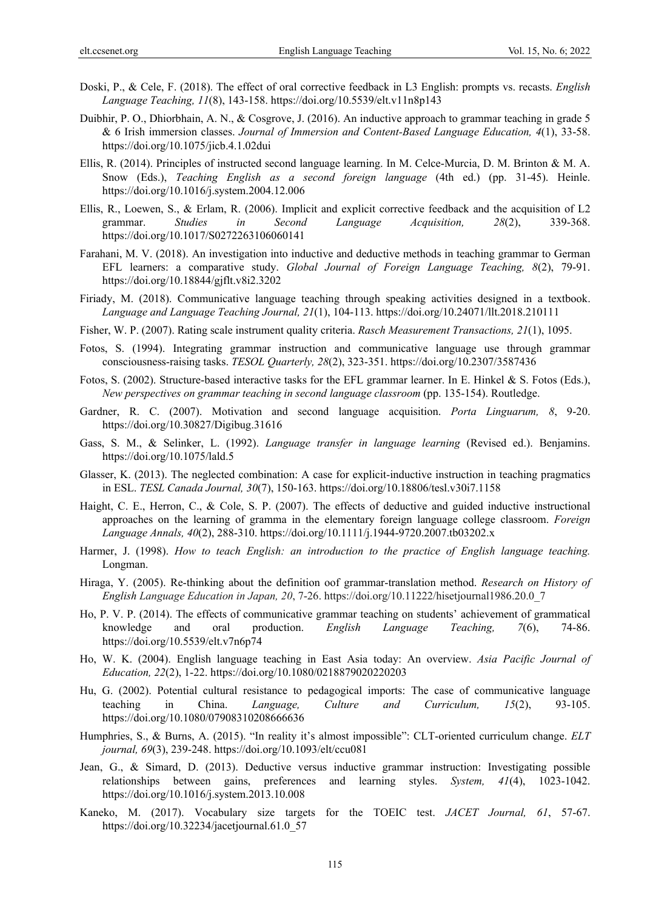Doski, P., & Cele, F. (2018). The effect of oral corrective feedback in L3 English: prompts vs. recasts. *English Language Teaching, 11*(8), 143-158. https://doi.org/10.5539/elt.v11n8p143

Duibhir, P. O., Dhiorbhain, A. N., & Cosgrove, J. (2016). An inductive approach to grammar teaching in grade 5 & 6 Irish immersion classes. *Journal of Immersion and Content-Based Language Education, 4*(1), 33-58. https://doi.org/10.1075/jicb.4.1.02dui

Ellis, R. (2014). Principles of instructed second language learning. In M. Celce-Murcia, D. M. Brinton & M. A. Snow (Eds.), *Teaching English as a second foreign language* (4th ed.) (pp. 31-45). Heinle. https://doi.org/10.1016/j.system.2004.12.006

Ellis, R., Loewen, S., & Erlam, R. (2006). Implicit and explicit corrective feedback and the acquisition of L2 grammar. *Studies in Second Language Acquisition, 28*(2), 339-368. https://doi.org/10.1017/S0272263106060141

Farahani, M. V. (2018). An investigation into inductive and deductive methods in teaching grammar to German EFL learners: a comparative study. *Global Journal of Foreign Language Teaching, 8*(2), 79-91. https://doi.org/10.18844/gjflt.v8i2.3202

Firiady, M. (2018). Communicative language teaching through speaking activities designed in a textbook. *Language and Language Teaching Journal, 21*(1), 104-113. https://doi.org/10.24071/llt.2018.210111

Fisher, W. P. (2007). Rating scale instrument quality criteria. *Rasch Measurement Transactions, 21*(1), 1095.

Fotos, S. (1994). Integrating grammar instruction and communicative language use through grammar consciousness-raising tasks. *TESOL Quarterly, 28*(2), 323-351. https://doi.org/10.2307/3587436

Fotos, S. (2002). Structure-based interactive tasks for the EFL grammar learner. In E. Hinkel & S. Fotos (Eds.), *New perspectives on grammar teaching in second language classroom* (pp. 135-154). Routledge.

Gardner, R. C. (2007). Motivation and second language acquisition. *Porta Linguarum, 8*, 9-20. https://doi.org/10.30827/Digibug.31616

Gass, S. M., & Selinker, L. (1992). *Language transfer in language learning* (Revised ed.). Benjamins. https://doi.org/10.1075/lald.5

Glasser, K. (2013). The neglected combination: A case for explicit-inductive instruction in teaching pragmatics in ESL. *TESL Canada Journal, 30*(7), 150-163. https://doi.org/10.18806/tesl.v30i7.1158

Haight, C. E., Herron, C., & Cole, S. P. (2007). The effects of deductive and guided inductive instructional approaches on the learning of gramma in the elementary foreign language college classroom. *Foreign Language Annals, 40*(2), 288-310. https://doi.org/10.1111/j.1944-9720.2007.tb03202.x

Harmer, J. (1998). *How to teach English: an introduction to the practice of English language teaching.* Longman.

Hiraga, Y. (2005). Re-thinking about the definition oof grammar-translation method. *Research on History of English Language Education in Japan, 20*, 7-26. https://doi.org/10.11222/hisetjournal1986.20.0_7

Ho, P. V. P. (2014). The effects of communicative grammar teaching on students' achievement of grammatical knowledge and oral production. *English Language Teaching, 7*(6), 74-86. https://doi.org/10.5539/elt.v7n6p74

Ho, W. K. (2004). English language teaching in East Asia today: An overview. *Asia Pacific Journal of Education, 22*(2), 1-22. https://doi.org/10.1080/0218879020220203

Hu, G. (2002). Potential cultural resistance to pedagogical imports: The case of communicative language teaching in China. *Language, Culture and Curriculum, 15*(2), 93-105. https://doi.org/10.1080/07908310208666636

Humphries, S., & Burns, A. (2015). "In reality it's almost impossible": CLT-oriented curriculum change. *ELT journal, 69*(3), 239-248. https://doi.org/10.1093/elt/ccu081

Jean, G., & Simard, D. (2013). Deductive versus inductive grammar instruction: Investigating possible relationships between gains, preferences and learning styles. *System, 41*(4), 1023-1042. https://doi.org/10.1016/j.system.2013.10.008

Kaneko, M. (2017). Vocabulary size targets for the TOEIC test. *JACET Journal, 61*, 57-67. https://doi.org/10.32234/jacetjournal.61.0_57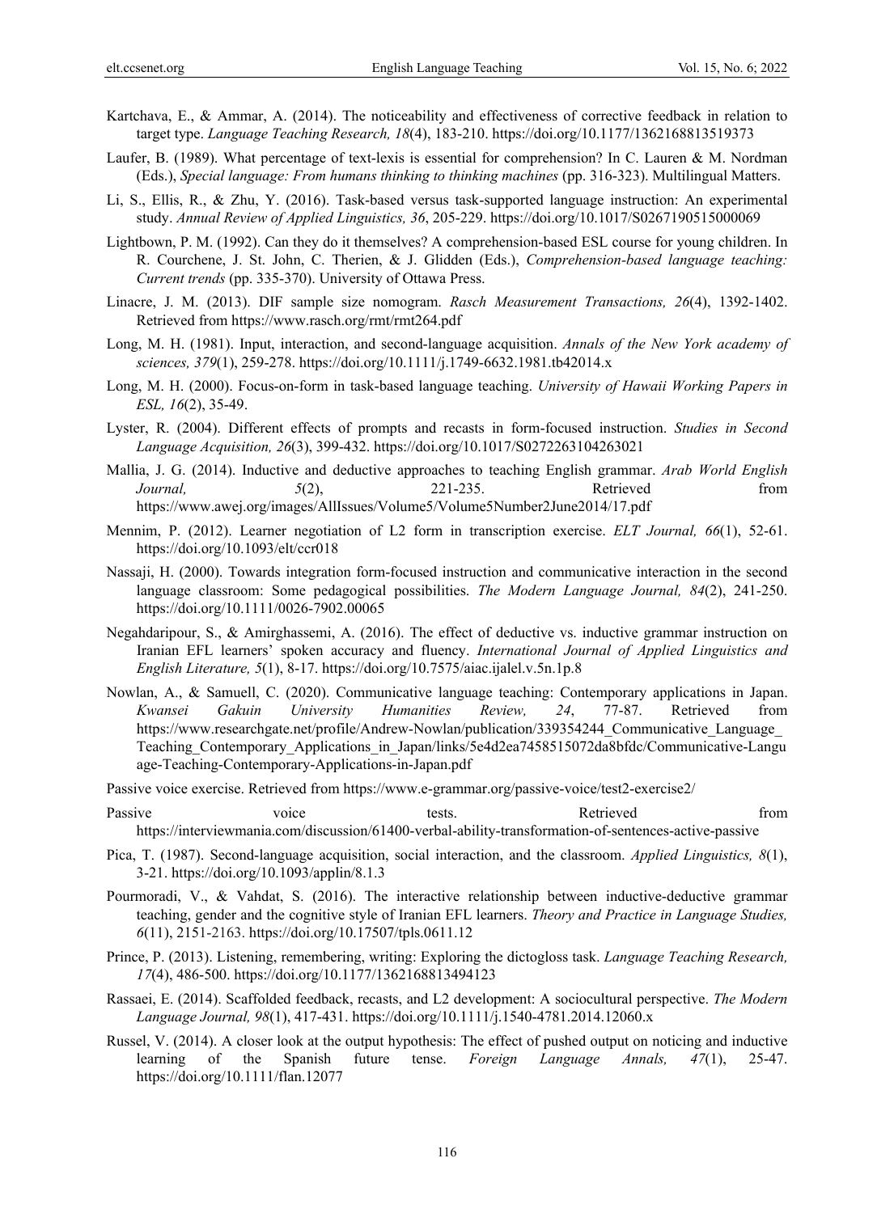Kartchava, E., & Ammar, A. (2014). The noticeability and effectiveness of corrective feedback in relation to target type. *Language Teaching Research, 18*(4), 183-210. https://doi.org/10.1177/1362168813519373

Laufer, B. (1989). What percentage of text-lexis is essential for comprehension? In C. Lauren & M. Nordman (Eds.), *Special language: From humans thinking to thinking machines* (pp. 316-323). Multilingual Matters.

Li, S., Ellis, R., & Zhu, Y. (2016). Task-based versus task-supported language instruction: An experimental study. *Annual Review of Applied Linguistics, 36*, 205-229. https://doi.org/10.1017/S0267190515000069

Lightbown, P. M. (1992). Can they do it themselves? A comprehension-based ESL course for young children. In R. Courchene, J. St. John, C. Therien, & J. Glidden (Eds.), *Comprehension-based language teaching: Current trends* (pp. 335-370). University of Ottawa Press.

Linacre, J. M. (2013). DIF sample size nomogram. *Rasch Measurement Transactions, 26*(4), 1392-1402. Retrieved from https://www.rasch.org/rmt/rmt264.pdf

Long, M. H. (1981). Input, interaction, and second-language acquisition. *Annals of the New York academy of sciences, 379*(1), 259-278. https://doi.org/10.1111/j.1749-6632.1981.tb42014.x

Long, M. H. (2000). Focus-on-form in task-based language teaching. *University of Hawaii Working Papers in ESL, 16*(2), 35-49.

Lyster, R. (2004). Different effects of prompts and recasts in form-focused instruction. *Studies in Second Language Acquisition, 26*(3), 399-432. https://doi.org/10.1017/S0272263104263021

Mallia, J. G. (2014). Inductive and deductive approaches to teaching English grammar. *Arab World English Journal, 5*(2), 221-235. Retrieved from https://www.awej.org/images/AllIssues/Volume5/Volume5Number2June2014/17.pdf

Mennim, P. (2012). Learner negotiation of L2 form in transcription exercise. *ELT Journal, 66*(1), 52-61. https://doi.org/10.1093/elt/ccr018

Nassaji, H. (2000). Towards integration form-focused instruction and communicative interaction in the second language classroom: Some pedagogical possibilities. *The Modern Language Journal, 84*(2), 241-250. https://doi.org/10.1111/0026-7902.00065

Negahdaripour, S., & Amirghassemi, A. (2016). The effect of deductive vs. inductive grammar instruction on Iranian EFL learners' spoken accuracy and fluency. *International Journal of Applied Linguistics and English Literature, 5*(1), 8-17. https://doi.org/10.7575/aiac.ijalel.v.5n.1p.8

Nowlan, A., & Samuell, C. (2020). Communicative language teaching: Contemporary applications in Japan. *Kwansei Gakuin University Humanities Review, 24*, 77-87. Retrieved from https://www.researchgate.net/profile/Andrew-Nowlan/publication/339354244_Communicative_Language_Teaching_Contemporary_Applications_in_Japan/links/5e4d2ea7458515072da8bfdc/Communicative-Language-Teaching-Contemporary-Applications-in-Japan.pdf

Passive voice exercise. Retrieved from https://www.e-grammar.org/passive-voice/test2-exercise2/

Passive voice tests. Retrieved from https://interviewmania.com/discussion/61400-verbal-ability-transformation-of-sentences-active-passive

Pica, T. (1987). Second-language acquisition, social interaction, and the classroom. *Applied Linguistics, 8*(1), 3-21. https://doi.org/10.1093/applin/8.1.3

Pourmoradi, V., & Vahdat, S. (2016). The interactive relationship between inductive-deductive grammar teaching, gender and the cognitive style of Iranian EFL learners. *Theory and Practice in Language Studies, 6*(11), 2151-2163. https://doi.org/10.17507/tpls.0611.12

Prince, P. (2013). Listening, remembering, writing: Exploring the dictogloss task. *Language Teaching Research, 17*(4), 486-500. https://doi.org/10.1177/1362168813494123

Rassaei, E. (2014). Scaffolded feedback, recasts, and L2 development: A sociocultural perspective. *The Modern Language Journal, 98*(1), 417-431. https://doi.org/10.1111/j.1540-4781.2014.12060.x

Russel, V. (2014). A closer look at the output hypothesis: The effect of pushed output on noticing and inductive learning of the Spanish future tense. *Foreign Language Annals, 47*(1), 25-47. https://doi.org/10.1111/flan.12077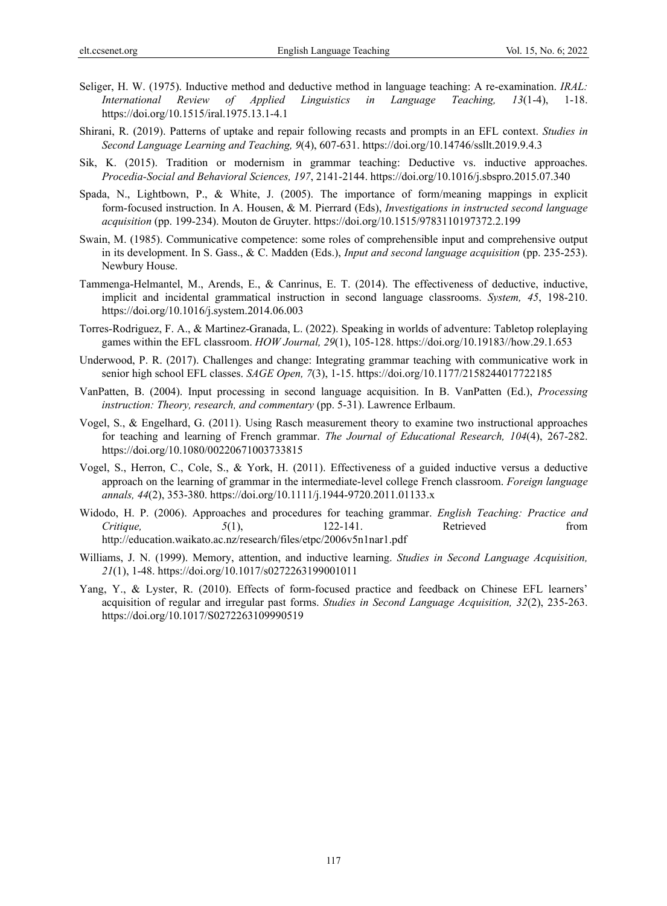Seliger, H. W. (1975). Inductive method and deductive method in language teaching: A re-examination. *IRAL: International Review of Applied Linguistics in Language Teaching, 13*(1-4), 1-18. https://doi.org/10.1515/iral.1975.13.1-4.1

Shirani, R. (2019). Patterns of uptake and repair following recasts and prompts in an EFL context. *Studies in Second Language Learning and Teaching, 9*(4), 607-631. https://doi.org/10.14746/ssllt.2019.9.4.3

Sik, K. (2015). Tradition or modernism in grammar teaching: Deductive vs. inductive approaches. *Procedia-Social and Behavioral Sciences, 197*, 2141-2144. https://doi.org/10.1016/j.sbspro.2015.07.340

Spada, N., Lightbown, P., & White, J. (2005). The importance of form/meaning mappings in explicit form-focused instruction. In A. Housen, & M. Pierrard (Eds), *Investigations in instructed second language acquisition* (pp. 199-234). Mouton de Gruyter. https://doi.org/10.1515/9783110197372.2.199

Swain, M. (1985). Communicative competence: some roles of comprehensible input and comprehensive output in its development. In S. Gass., & C. Madden (Eds.), *Input and second language acquisition* (pp. 235-253). Newbury House.

Tammenga-Helmantel, M., Arends, E., & Canrinus, E. T. (2014). The effectiveness of deductive, inductive, implicit and incidental grammatical instruction in second language classrooms. *System, 45*, 198-210. https://doi.org/10.1016/j.system.2014.06.003

Torres-Rodriguez, F. A., & Martinez-Granada, L. (2022). Speaking in worlds of adventure: Tabletop roleplaying games within the EFL classroom. *HOW Journal, 29*(1), 105-128. https://doi.org/10.19183//how.29.1.653

Underwood, P. R. (2017). Challenges and change: Integrating grammar teaching with communicative work in senior high school EFL classes. *SAGE Open, 7*(3), 1-15. https://doi.org/10.1177/2158244017722185

VanPatten, B. (2004). Input processing in second language acquisition. In B. VanPatten (Ed.), *Processing instruction: Theory, research, and commentary* (pp. 5-31). Lawrence Erlbaum.

Vogel, S., & Engelhard, G. (2011). Using Rasch measurement theory to examine two instructional approaches for teaching and learning of French grammar. *The Journal of Educational Research, 104*(4), 267-282. https://doi.org/10.1080/00220671003733815

Vogel, S., Herron, C., Cole, S., & York, H. (2011). Effectiveness of a guided inductive versus a deductive approach on the learning of grammar in the intermediate-level college French classroom. *Foreign language annals, 44*(2), 353-380. https://doi.org/10.1111/j.1944-9720.2011.01133.x

Widodo, H. P. (2006). Approaches and procedures for teaching grammar. *English Teaching: Practice and Critique, 5*(1), 122-141. Retrieved from http://education.waikato.ac.nz/research/files/etpc/2006v5n1nar1.pdf

Williams, J. N. (1999). Memory, attention, and inductive learning. *Studies in Second Language Acquisition, 21*(1), 1-48. https://doi.org/10.1017/s0272263199001011

Yang, Y., & Lyster, R. (2010). Effects of form-focused practice and feedback on Chinese EFL learners' acquisition of regular and irregular past forms. *Studies in Second Language Acquisition, 32*(2), 235-263. https://doi.org/10.1017/S0272263109990519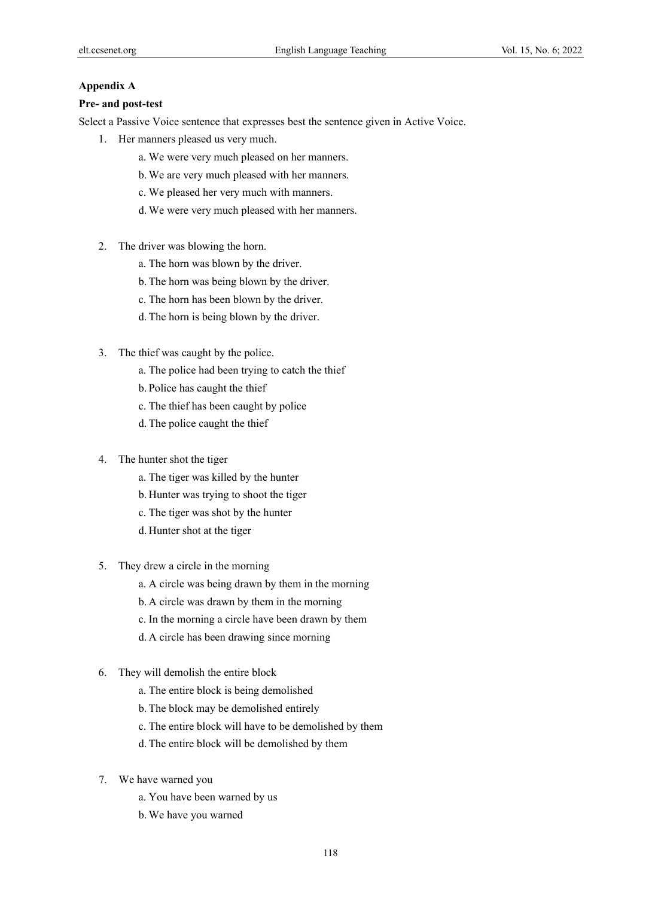### Appendix A

**Pre- and post-test**

Select a Passive Voice sentence that expresses best the sentence given in Active Voice.

1. Her manners pleased us very much.
   - a. We were very much pleased on her manners.
   - b. We are very much pleased with her manners.
   - c. We pleased her very much with manners.
   - d. We were very much pleased with her manners.

2. The driver was blowing the horn.
   - a. The horn was blown by the driver.
   - b. The horn was being blown by the driver.
   - c. The horn has been blown by the driver.
   - d. The horn is being blown by the driver.

3. The thief was caught by the police.
   - a. The police had been trying to catch the thief
   - b. Police has caught the thief
   - c. The thief has been caught by police
   - d. The police caught the thief

4. The hunter shot the tiger
   - a. The tiger was killed by the hunter
   - b. Hunter was trying to shoot the tiger
   - c. The tiger was shot by the hunter
   - d. Hunter shot at the tiger

5. They drew a circle in the morning
   - a. A circle was being drawn by them in the morning
   - b. A circle was drawn by them in the morning
   - c. In the morning a circle have been drawn by them
   - d. A circle has been drawing since morning

6. They will demolish the entire block
   - a. The entire block is being demolished
   - b. The block may be demolished entirely
   - c. The entire block will have to be demolished by them
   - d. The entire block will be demolished by them

7. We have warned you
   - a. You have been warned by us
   - b. We have you warned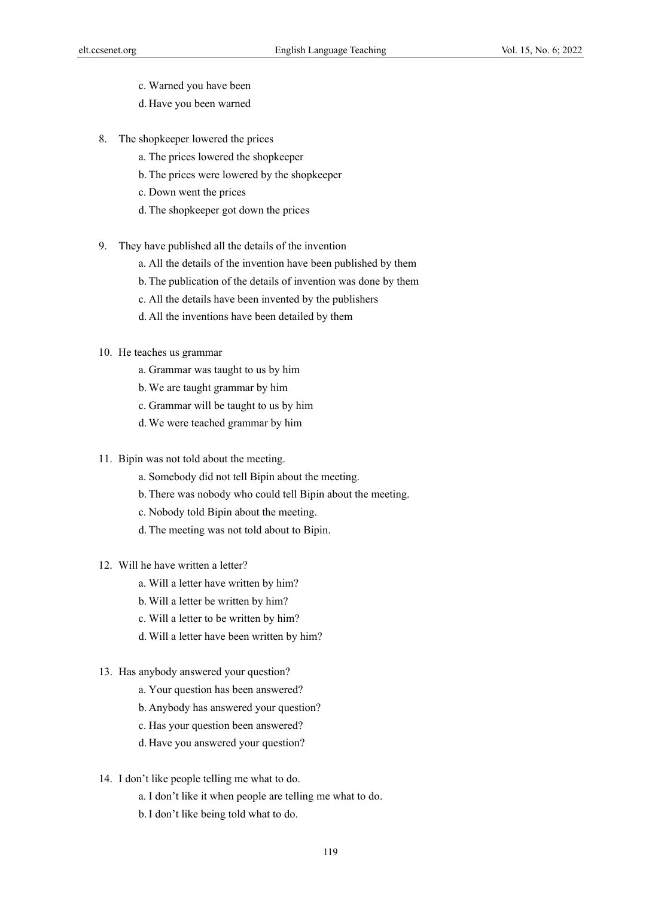c. Warned you have been

d. Have you been warned

8. The shopkeeper lowered the prices

    a. The prices lowered the shopkeeper

    b. The prices were lowered by the shopkeeper

    c. Down went the prices

    d. The shopkeeper got down the prices

9. They have published all the details of the invention

    a. All the details of the invention have been published by them

    b. The publication of the details of invention was done by them

    c. All the details have been invented by the publishers

    d. All the inventions have been detailed by them

10. He teaches us grammar

    a. Grammar was taught to us by him

    b. We are taught grammar by him

    c. Grammar will be taught to us by him

    d. We were teached grammar by him

11. Bipin was not told about the meeting.

    a. Somebody did not tell Bipin about the meeting.

    b. There was nobody who could tell Bipin about the meeting.

    c. Nobody told Bipin about the meeting.

    d. The meeting was not told about to Bipin.

12. Will he have written a letter?

    a. Will a letter have written by him?

    b. Will a letter be written by him?

    c. Will a letter to be written by him?

    d. Will a letter have been written by him?

13. Has anybody answered your question?

    a. Your question has been answered?

    b. Anybody has answered your question?

    c. Has your question been answered?

    d. Have you answered your question?

14. I don't like people telling me what to do.

    a. I don't like it when people are telling me what to do.

    b. I don't like being told what to do.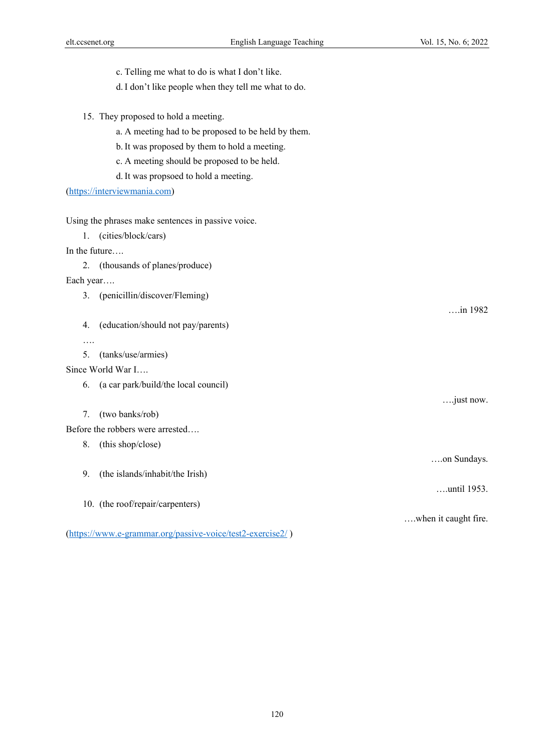c. Telling me what to do is what I don't like.

d. I don't like people when they tell me what to do.

15. They proposed to hold a meeting.

    a. A meeting had to be proposed to be held by them.

    b. It was proposed by them to hold a meeting.

    c. A meeting should be proposed to be held.

    d. It was propsoed to hold a meeting.

(https://interviewmania.com)

Using the phrases make sentences in passive voice.

1. (cities/block/cars)

In the future….

2. (thousands of planes/produce)

Each year….

3. (penicillin/discover/Fleming)

….in 1982

4. (education/should not pay/parents)

….

5. (tanks/use/armies)

Since World War I….

6. (a car park/build/the local council)

….just now.

7. (two banks/rob)

Before the robbers were arrested….

8. (this shop/close)

….on Sundays.

9. (the islands/inhabit/the Irish)

….until 1953.

10. (the roof/repair/carpenters)

….when it caught fire.

(https://www.e-grammar.org/passive-voice/test2-exercise2/ )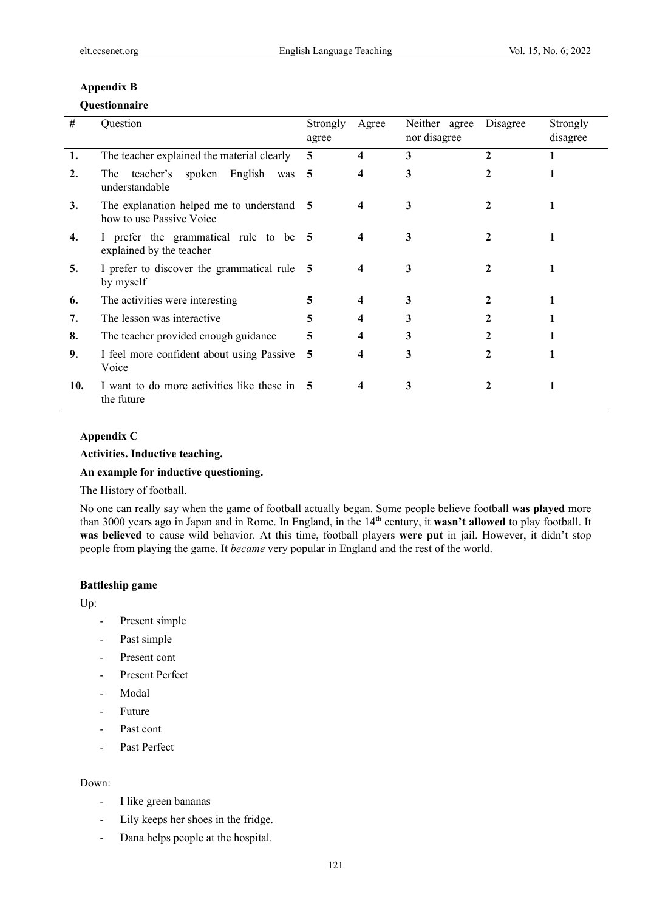### Appendix B

#### Questionnaire

| # | Question | Strongly agree | Agree | Neither agree nor disagree | Disagree | Strongly disagree |
|---|---|---|---|---|---|---|
| **1.** | The teacher explained the material clearly | **5** | **4** | **3** | **2** | **1** |
| **2.** | The teacher's spoken English was understandable | **5** | **4** | **3** | **2** | **1** |
| **3.** | The explanation helped me to understand how to use Passive Voice | **5** | **4** | **3** | **2** | **1** |
| **4.** | I prefer the grammatical rule to be explained by the teacher | **5** | **4** | **3** | **2** | **1** |
| **5.** | I prefer to discover the grammatical rule by myself | **5** | **4** | **3** | **2** | **1** |
| **6.** | The activities were interesting | **5** | **4** | **3** | **2** | **1** |
| **7.** | The lesson was interactive | **5** | **4** | **3** | **2** | **1** |
| **8.** | The teacher provided enough guidance | **5** | **4** | **3** | **2** | **1** |
| **9.** | I feel more confident about using Passive Voice | **5** | **4** | **3** | **2** | **1** |
| **10.** | I want to do more activities like these in the future | **5** | **4** | **3** | **2** | **1** |

### Appendix C

**Activities. Inductive teaching.**

**An example for inductive questioning.**

The History of football.

No one can really say when the game of football actually began. Some people believe football **was played** more than 3000 years ago in Japan and in Rome. In England, in the 14th century, it **wasn't allowed** to play football. It **was believed** to cause wild behavior. At this time, football players **were put** in jail. However, it didn't stop people from playing the game. It *became* very popular in England and the rest of the world.

**Battleship game**

Up:

- Present simple
- Past simple
- Present cont
- Present Perfect
- Modal
- Future
- Past cont
- Past Perfect

Down:

- I like green bananas
- Lily keeps her shoes in the fridge.
- Dana helps people at the hospital.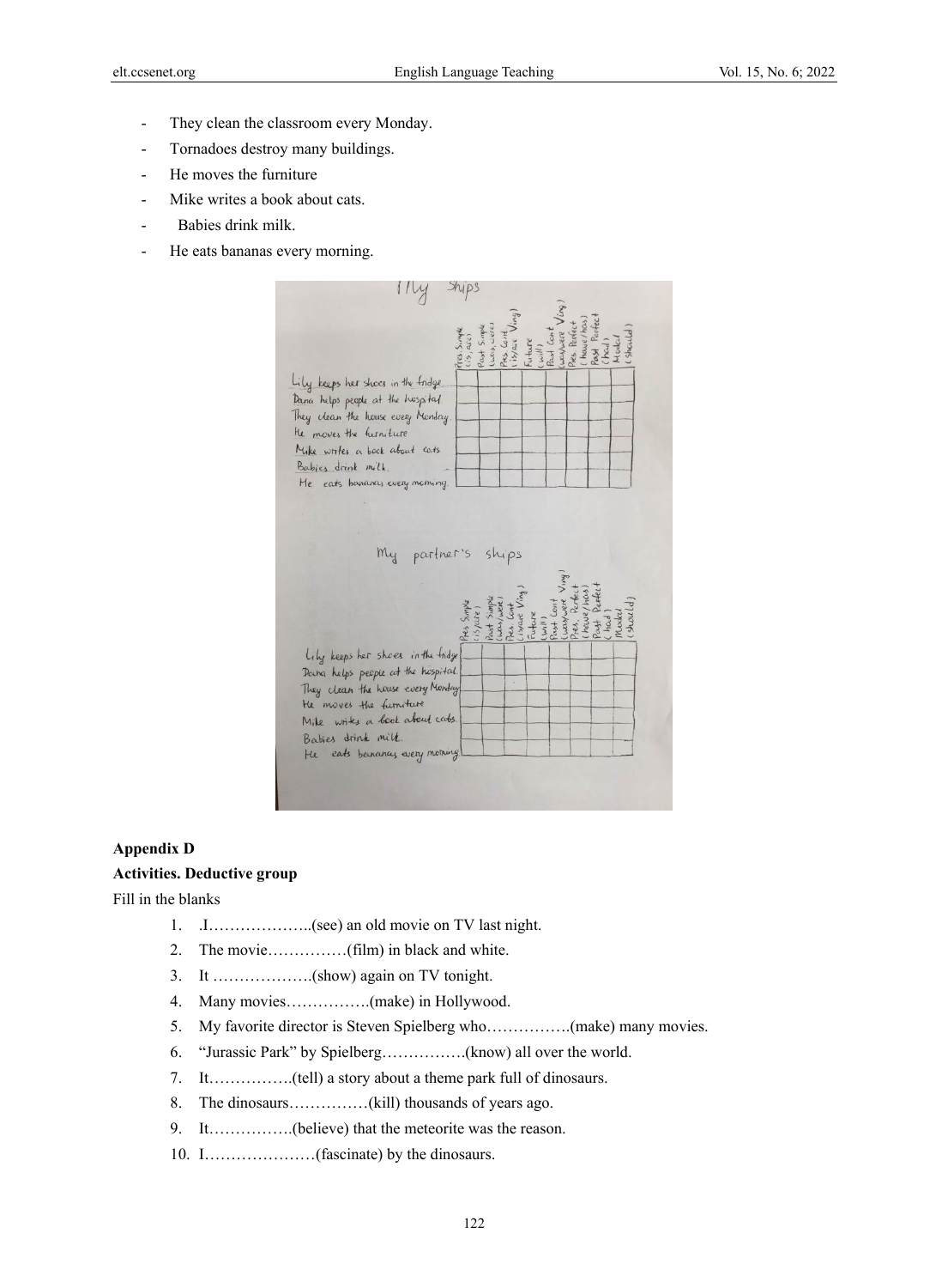- They clean the classroom every Monday.
- Tornadoes destroy many buildings.
- He moves the furniture
- Mike writes a book about cats.
- Babies drink milk.
- He eats bananas every morning.

**Appendix D**

**Activities. Deductive group**

Fill in the blanks

1. .I………………..(see) an old movie on TV last night.
2. The movie……………(film) in black and white.
3. It ……………….(show) again on TV tonight.
4. Many movies…………….(make) in Hollywood.
5. My favorite director is Steven Spielberg who…………….(make) many movies.
6. "Jurassic Park" by Spielberg…………….(know) all over the world.
7. It…………….(tell) a story about a theme park full of dinosaurs.
8. The dinosaurs……………(kill) thousands of years ago.
9. It…………….(believe) that the meteorite was the reason.
10. I…………………(fascinate) by the dinosaurs.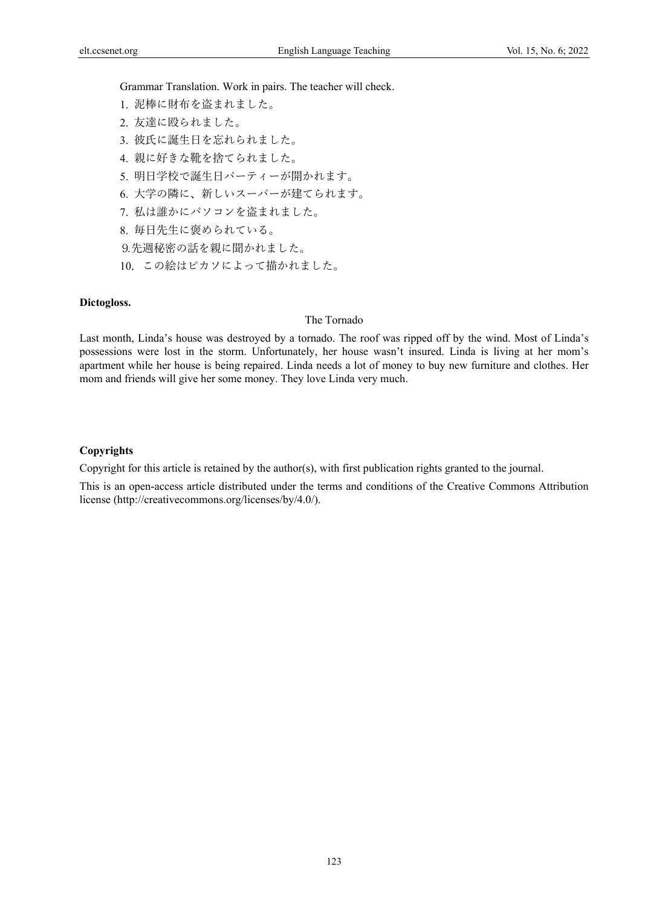Grammar Translation. Work in pairs. The teacher will check.

1. 泥棒に財布を盗まれました。
2. 友達に殴られました。
3. 彼氏に誕生日を忘れられました。
4. 親に好きな靴を捨てられました。
5. 明日学校で誕生日パーティーが開かれます。
6. 大学の隣に、新しいスーパーが建てられます。
7. 私は誰かにパソコンを盗まれました。
8. 毎日先生に褒められている。
9. 先週秘密の話を親に聞かれました。
10. この絵はピカソによって描かれました。

**Dictogloss.**

The Tornado

Last month, Linda's house was destroyed by a tornado. The roof was ripped off by the wind. Most of Linda's possessions were lost in the storm. Unfortunately, her house wasn't insured. Linda is living at her mom's apartment while her house is being repaired. Linda needs a lot of money to buy new furniture and clothes. Her mom and friends will give her some money. They love Linda very much.

**Copyrights**

Copyright for this article is retained by the author(s), with first publication rights granted to the journal.

This is an open-access article distributed under the terms and conditions of the Creative Commons Attribution license (http://creativecommons.org/licenses/by/4.0/).